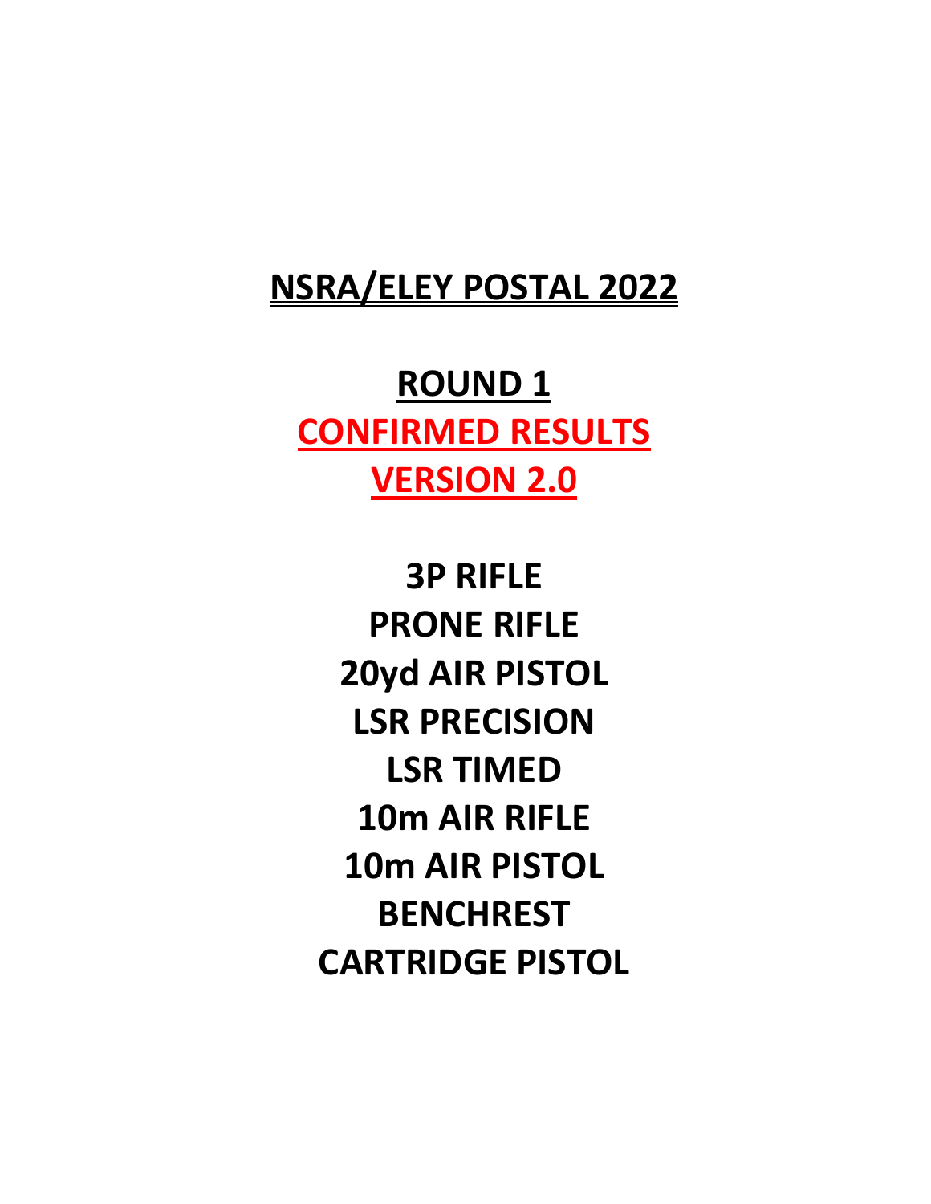# NSRA/ELEY POSTAL 2022

## ROUND 1

## CONFIRMED RESULTS

## VERSION 2.0

**3P RIFLE**

**PRONE RIFLE**

**20yd AIR PISTOL**

**LSR PRECISION**

**LSR TIMED**

**10m AIR RIFLE**

**10m AIR PISTOL**

**BENCHREST**

**CARTRIDGE PISTOL**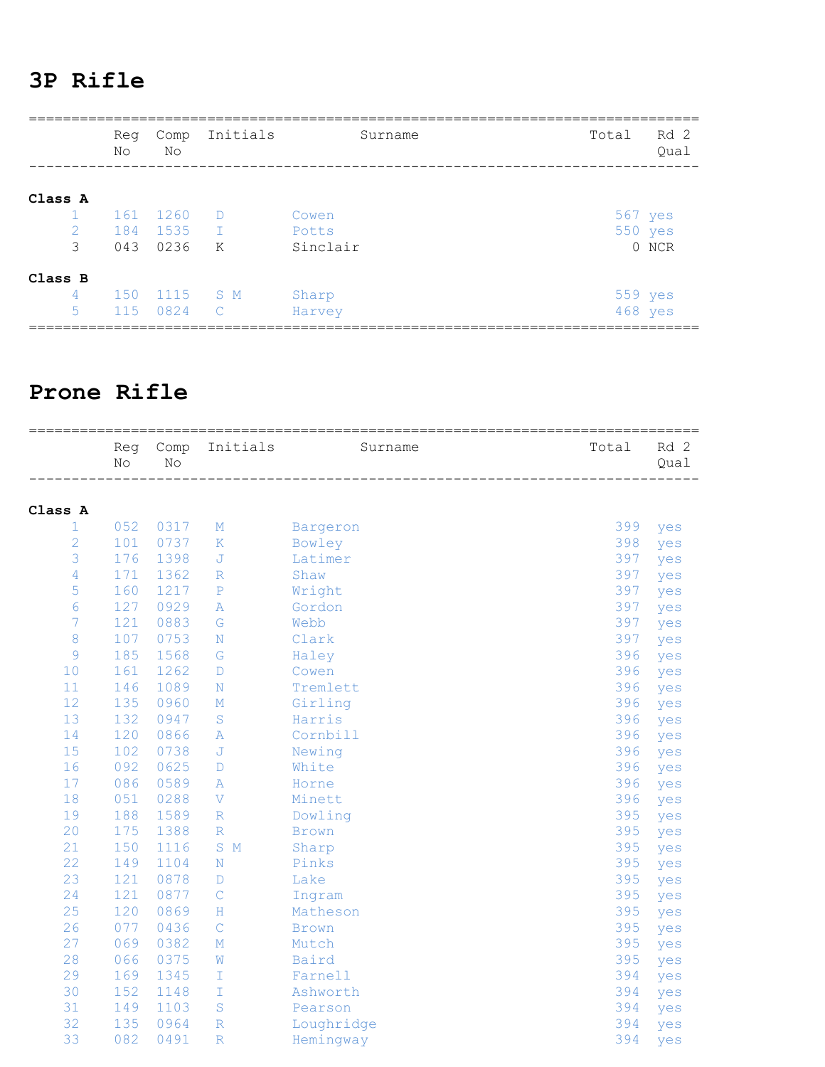# 3P Rifle

| | Reg No | Comp No | Initials | Surname | Total | Rd 2 Qual |
|---|---|---|---|---|---|---|
| **Class A** | | | | | | |
| 1 | 161 | 1260 | D | Cowen | 567 | yes |
| 2 | 184 | 1535 | I | Potts | 550 | yes |
| 3 | 043 | 0236 | K | Sinclair | 0 | NCR |
| **Class B** | | | | | | |
| 4 | 150 | 1115 | S M | Sharp | 559 | yes |
| 5 | 115 | 0824 | C | Harvey | 468 | yes |

# Prone Rifle

| | Reg No | Comp No | Initials | Surname | Total | Rd 2 Qual |
|---|---|---|---|---|---|---|
| **Class A** | | | | | | |
| 1 | 052 | 0317 | M | Bargeron | 399 | yes |
| 2 | 101 | 0737 | K | Bowley | 398 | yes |
| 3 | 176 | 1398 | J | Latimer | 397 | yes |
| 4 | 171 | 1362 | R | Shaw | 397 | yes |
| 5 | 160 | 1217 | P | Wright | 397 | yes |
| 6 | 127 | 0929 | A | Gordon | 397 | yes |
| 7 | 121 | 0883 | G | Webb | 397 | yes |
| 8 | 107 | 0753 | N | Clark | 397 | yes |
| 9 | 185 | 1568 | G | Haley | 396 | yes |
| 10 | 161 | 1262 | D | Cowen | 396 | yes |
| 11 | 146 | 1089 | N | Tremlett | 396 | yes |
| 12 | 135 | 0960 | M | Girling | 396 | yes |
| 13 | 132 | 0947 | S | Harris | 396 | yes |
| 14 | 120 | 0866 | A | Cornbill | 396 | yes |
| 15 | 102 | 0738 | J | Newing | 396 | yes |
| 16 | 092 | 0625 | D | White | 396 | yes |
| 17 | 086 | 0589 | A | Horne | 396 | yes |
| 18 | 051 | 0288 | V | Minett | 396 | yes |
| 19 | 188 | 1589 | R | Dowling | 395 | yes |
| 20 | 175 | 1388 | R | Brown | 395 | yes |
| 21 | 150 | 1116 | S M | Sharp | 395 | yes |
| 22 | 149 | 1104 | N | Pinks | 395 | yes |
| 23 | 121 | 0878 | D | Lake | 395 | yes |
| 24 | 121 | 0877 | C | Ingram | 395 | yes |
| 25 | 120 | 0869 | H | Matheson | 395 | yes |
| 26 | 077 | 0436 | C | Brown | 395 | yes |
| 27 | 069 | 0382 | M | Mutch | 395 | yes |
| 28 | 066 | 0375 | W | Baird | 395 | yes |
| 29 | 169 | 1345 | I | Farnell | 394 | yes |
| 30 | 152 | 1148 | I | Ashworth | 394 | yes |
| 31 | 149 | 1103 | S | Pearson | 394 | yes |
| 32 | 135 | 0964 | R | Loughridge | 394 | yes |
| 33 | 082 | 0491 | R | Hemingway | 394 | yes |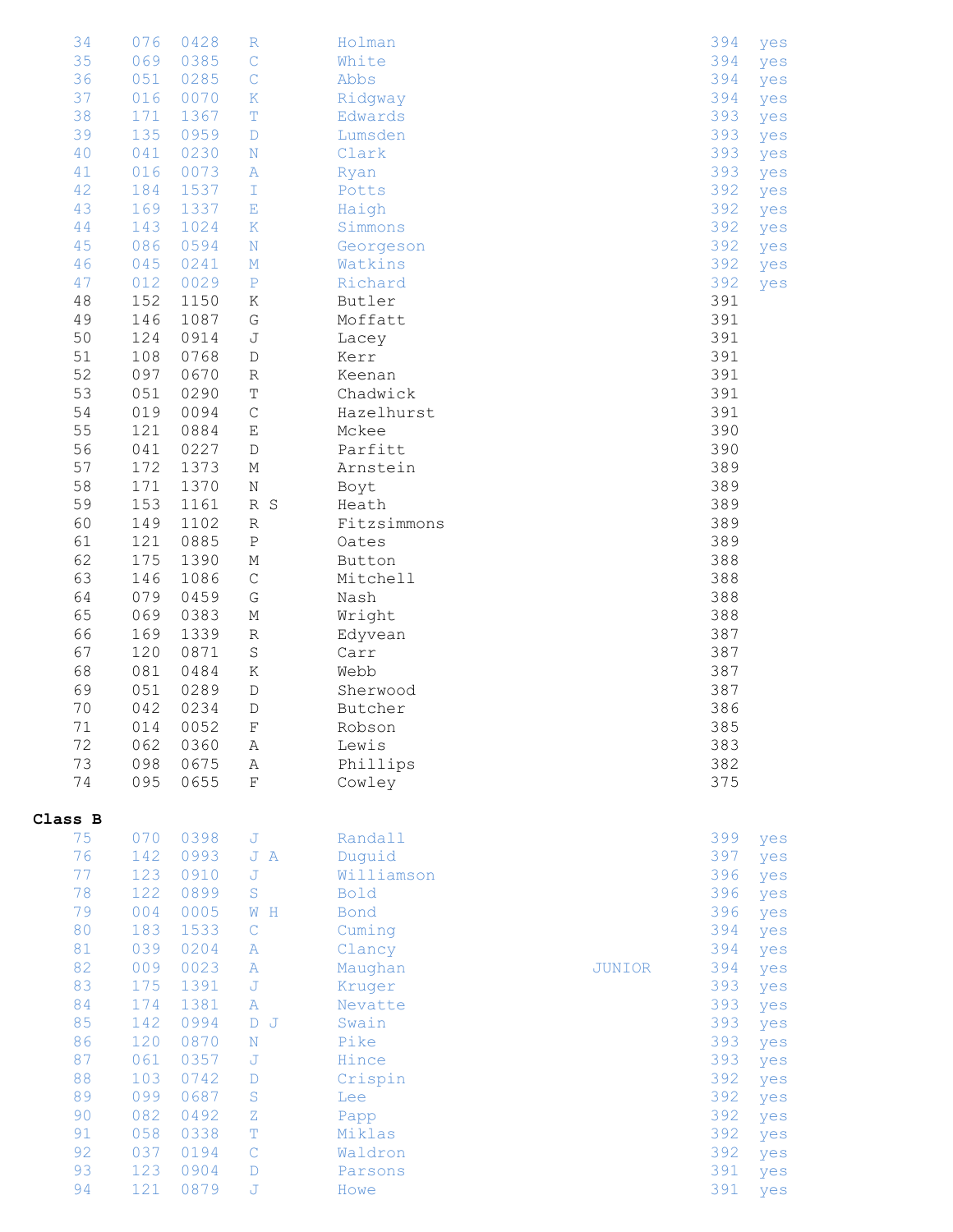| | | | | | | | |
|---|---|---|---|---|---|---|---|
| 34 | 076 | 0428 | R | Holman | | 394 | yes |
| 35 | 069 | 0385 | C | White | | 394 | yes |
| 36 | 051 | 0285 | C | Abbs | | 394 | yes |
| 37 | 016 | 0070 | K | Ridgway | | 394 | yes |
| 38 | 171 | 1367 | T | Edwards | | 393 | yes |
| 39 | 135 | 0959 | D | Lumsden | | 393 | yes |
| 40 | 041 | 0230 | N | Clark | | 393 | yes |
| 41 | 016 | 0073 | A | Ryan | | 393 | yes |
| 42 | 184 | 1537 | I | Potts | | 392 | yes |
| 43 | 169 | 1337 | E | Haigh | | 392 | yes |
| 44 | 143 | 1024 | K | Simmons | | 392 | yes |
| 45 | 086 | 0594 | N | Georgeson | | 392 | yes |
| 46 | 045 | 0241 | M | Watkins | | 392 | yes |
| 47 | 012 | 0029 | P | Richard | | 392 | yes |
| 48 | 152 | 1150 | K | Butler | | 391 | |
| 49 | 146 | 1087 | G | Moffatt | | 391 | |
| 50 | 124 | 0914 | J | Lacey | | 391 | |
| 51 | 108 | 0768 | D | Kerr | | 391 | |
| 52 | 097 | 0670 | R | Keenan | | 391 | |
| 53 | 051 | 0290 | T | Chadwick | | 391 | |
| 54 | 019 | 0094 | C | Hazelhurst | | 391 | |
| 55 | 121 | 0884 | E | Mckee | | 390 | |
| 56 | 041 | 0227 | D | Parfitt | | 390 | |
| 57 | 172 | 1373 | M | Arnstein | | 389 | |
| 58 | 171 | 1370 | N | Boyt | | 389 | |
| 59 | 153 | 1161 | R S | Heath | | 389 | |
| 60 | 149 | 1102 | R | Fitzsimmons | | 389 | |
| 61 | 121 | 0885 | P | Oates | | 389 | |
| 62 | 175 | 1390 | M | Button | | 388 | |
| 63 | 146 | 1086 | C | Mitchell | | 388 | |
| 64 | 079 | 0459 | G | Nash | | 388 | |
| 65 | 069 | 0383 | M | Wright | | 388 | |
| 66 | 169 | 1339 | R | Edyvean | | 387 | |
| 67 | 120 | 0871 | S | Carr | | 387 | |
| 68 | 081 | 0484 | K | Webb | | 387 | |
| 69 | 051 | 0289 | D | Sherwood | | 387 | |
| 70 | 042 | 0234 | D | Butcher | | 386 | |
| 71 | 014 | 0052 | F | Robson | | 385 | |
| 72 | 062 | 0360 | A | Lewis | | 383 | |
| 73 | 098 | 0675 | A | Phillips | | 382 | |
| 74 | 095 | 0655 | F | Cowley | | 375 | |

**Class B**

| | | | | | | | |
|---|---|---|---|---|---|---|---|
| 75 | 070 | 0398 | J | Randall | | 399 | yes |
| 76 | 142 | 0993 | J A | Duguid | | 397 | yes |
| 77 | 123 | 0910 | J | Williamson | | 396 | yes |
| 78 | 122 | 0899 | S | Bold | | 396 | yes |
| 79 | 004 | 0005 | W H | Bond | | 396 | yes |
| 80 | 183 | 1533 | C | Cuming | | 394 | yes |
| 81 | 039 | 0204 | A | Clancy | | 394 | yes |
| 82 | 009 | 0023 | A | Maughan | JUNIOR | 394 | yes |
| 83 | 175 | 1391 | J | Kruger | | 393 | yes |
| 84 | 174 | 1381 | A | Nevatte | | 393 | yes |
| 85 | 142 | 0994 | D J | Swain | | 393 | yes |
| 86 | 120 | 0870 | N | Pike | | 393 | yes |
| 87 | 061 | 0357 | J | Hince | | 393 | yes |
| 88 | 103 | 0742 | D | Crispin | | 392 | yes |
| 89 | 099 | 0687 | S | Lee | | 392 | yes |
| 90 | 082 | 0492 | Z | Papp | | 392 | yes |
| 91 | 058 | 0338 | T | Miklas | | 392 | yes |
| 92 | 037 | 0194 | C | Waldron | | 392 | yes |
| 93 | 123 | 0904 | D | Parsons | | 391 | yes |
| 94 | 121 | 0879 | J | Howe | | 391 | yes |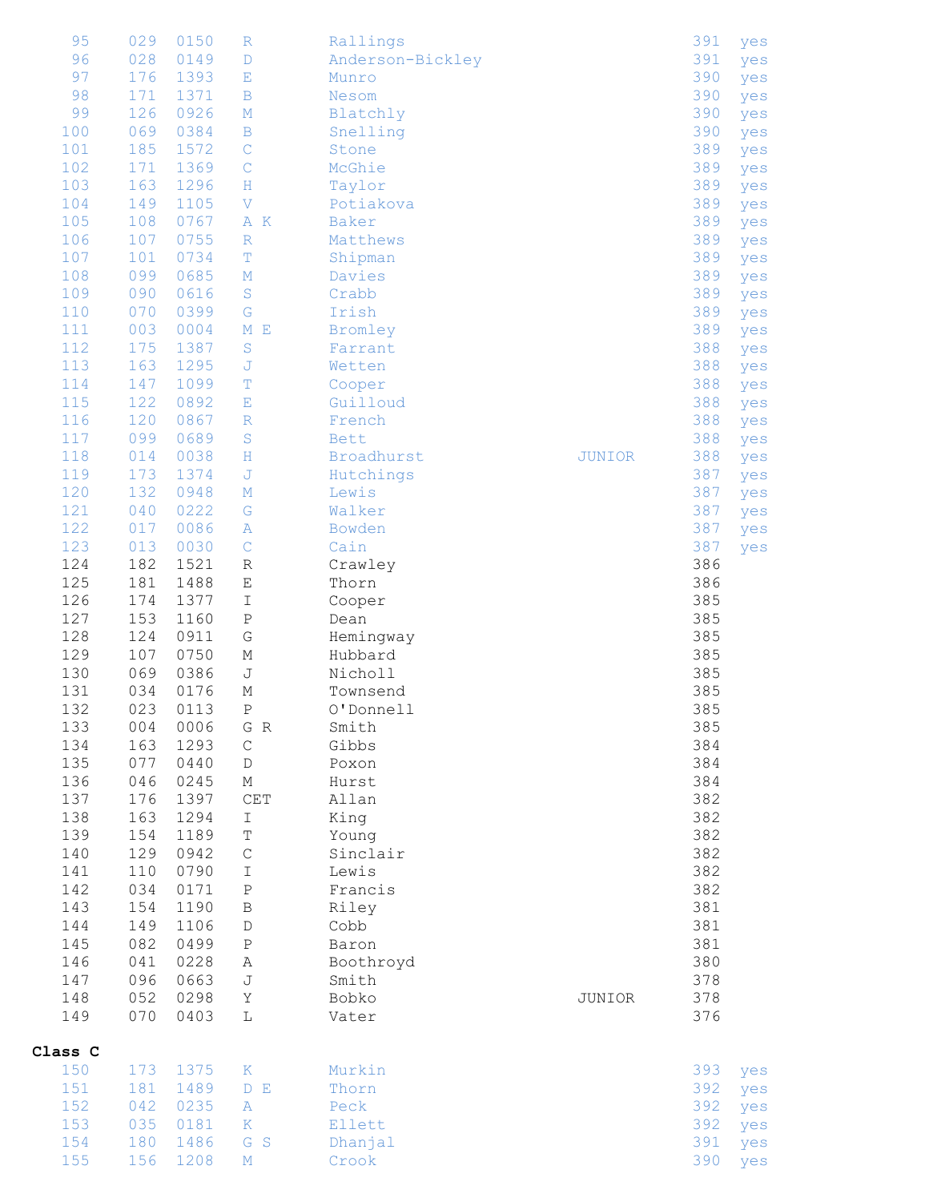| | | | | | | | |
|---|---|---|---|---|---|---|---|
| 95 | 029 | 0150 | R | Rallings | | 391 | yes |
| 96 | 028 | 0149 | D | Anderson-Bickley | | 391 | yes |
| 97 | 176 | 1393 | E | Munro | | 390 | yes |
| 98 | 171 | 1371 | B | Nesom | | 390 | yes |
| 99 | 126 | 0926 | M | Blatchly | | 390 | yes |
| 100 | 069 | 0384 | B | Snelling | | 390 | yes |
| 101 | 185 | 1572 | C | Stone | | 389 | yes |
| 102 | 171 | 1369 | C | McGhie | | 389 | yes |
| 103 | 163 | 1296 | H | Taylor | | 389 | yes |
| 104 | 149 | 1105 | V | Potiakova | | 389 | yes |
| 105 | 108 | 0767 | A K | Baker | | 389 | yes |
| 106 | 107 | 0755 | R | Matthews | | 389 | yes |
| 107 | 101 | 0734 | T | Shipman | | 389 | yes |
| 108 | 099 | 0685 | M | Davies | | 389 | yes |
| 109 | 090 | 0616 | S | Crabb | | 389 | yes |
| 110 | 070 | 0399 | G | Irish | | 389 | yes |
| 111 | 003 | 0004 | M E | Bromley | | 389 | yes |
| 112 | 175 | 1387 | S | Farrant | | 388 | yes |
| 113 | 163 | 1295 | J | Wetten | | 388 | yes |
| 114 | 147 | 1099 | T | Cooper | | 388 | yes |
| 115 | 122 | 0892 | E | Guilloud | | 388 | yes |
| 116 | 120 | 0867 | R | French | | 388 | yes |
| 117 | 099 | 0689 | S | Bett | | 388 | yes |
| 118 | 014 | 0038 | H | Broadhurst | JUNIOR | 388 | yes |
| 119 | 173 | 1374 | J | Hutchings | | 387 | yes |
| 120 | 132 | 0948 | M | Lewis | | 387 | yes |
| 121 | 040 | 0222 | G | Walker | | 387 | yes |
| 122 | 017 | 0086 | A | Bowden | | 387 | yes |
| 123 | 013 | 0030 | C | Cain | | 387 | yes |
| 124 | 182 | 1521 | R | Crawley | | 386 | |
| 125 | 181 | 1488 | E | Thorn | | 386 | |
| 126 | 174 | 1377 | I | Cooper | | 385 | |
| 127 | 153 | 1160 | P | Dean | | 385 | |
| 128 | 124 | 0911 | G | Hemingway | | 385 | |
| 129 | 107 | 0750 | M | Hubbard | | 385 | |
| 130 | 069 | 0386 | J | Nicholl | | 385 | |
| 131 | 034 | 0176 | M | Townsend | | 385 | |
| 132 | 023 | 0113 | P | O'Donnell | | 385 | |
| 133 | 004 | 0006 | G R | Smith | | 385 | |
| 134 | 163 | 1293 | C | Gibbs | | 384 | |
| 135 | 077 | 0440 | D | Poxon | | 384 | |
| 136 | 046 | 0245 | M | Hurst | | 384 | |
| 137 | 176 | 1397 | CET | Allan | | 382 | |
| 138 | 163 | 1294 | I | King | | 382 | |
| 139 | 154 | 1189 | T | Young | | 382 | |
| 140 | 129 | 0942 | C | Sinclair | | 382 | |
| 141 | 110 | 0790 | I | Lewis | | 382 | |
| 142 | 034 | 0171 | P | Francis | | 382 | |
| 143 | 154 | 1190 | B | Riley | | 381 | |
| 144 | 149 | 1106 | D | Cobb | | 381 | |
| 145 | 082 | 0499 | P | Baron | | 381 | |
| 146 | 041 | 0228 | A | Boothroyd | | 380 | |
| 147 | 096 | 0663 | J | Smith | | 378 | |
| 148 | 052 | 0298 | Y | Bobko | JUNIOR | 378 | |
| 149 | 070 | 0403 | L | Vater | | 376 | |

**Class C**

| | | | | | | | |
|---|---|---|---|---|---|---|---|
| 150 | 173 | 1375 | K | Murkin | | 393 | yes |
| 151 | 181 | 1489 | D E | Thorn | | 392 | yes |
| 152 | 042 | 0235 | A | Peck | | 392 | yes |
| 153 | 035 | 0181 | K | Ellett | | 392 | yes |
| 154 | 180 | 1486 | G S | Dhanjal | | 391 | yes |
| 155 | 156 | 1208 | M | Crook | | 390 | yes |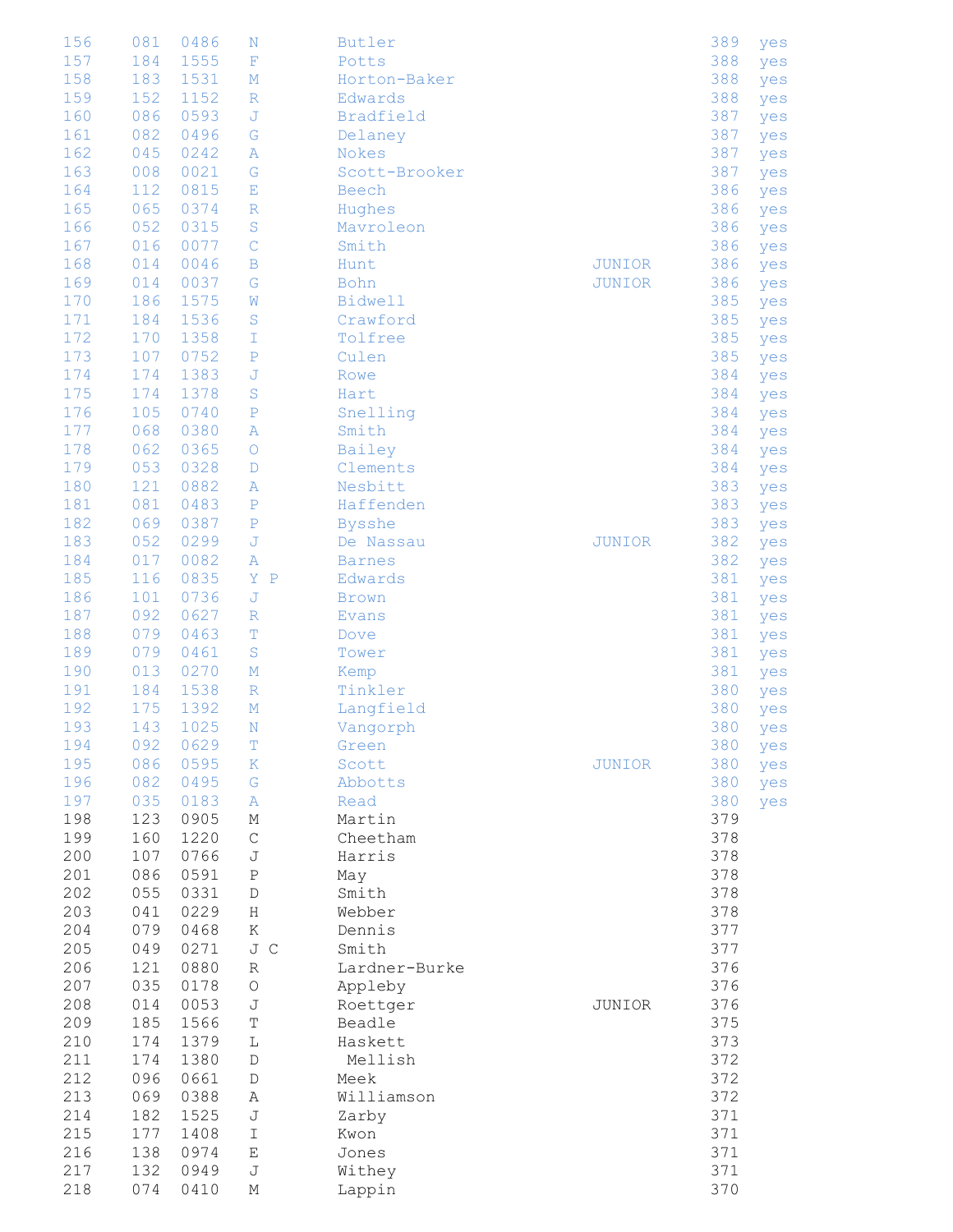| | | | | | | | |
|---|---|---|---|---|---|---|---|
| 156 | 081 | 0486 | N | Butler | | 389 | yes |
| 157 | 184 | 1555 | F | Potts | | 388 | yes |
| 158 | 183 | 1531 | M | Horton-Baker | | 388 | yes |
| 159 | 152 | 1152 | R | Edwards | | 388 | yes |
| 160 | 086 | 0593 | J | Bradfield | | 387 | yes |
| 161 | 082 | 0496 | G | Delaney | | 387 | yes |
| 162 | 045 | 0242 | A | Nokes | | 387 | yes |
| 163 | 008 | 0021 | G | Scott-Brooker | | 387 | yes |
| 164 | 112 | 0815 | E | Beech | | 386 | yes |
| 165 | 065 | 0374 | R | Hughes | | 386 | yes |
| 166 | 052 | 0315 | S | Mavroleon | | 386 | yes |
| 167 | 016 | 0077 | C | Smith | | 386 | yes |
| 168 | 014 | 0046 | B | Hunt | JUNIOR | 386 | yes |
| 169 | 014 | 0037 | G | Bohn | JUNIOR | 386 | yes |
| 170 | 186 | 1575 | W | Bidwell | | 385 | yes |
| 171 | 184 | 1536 | S | Crawford | | 385 | yes |
| 172 | 170 | 1358 | I | Tolfree | | 385 | yes |
| 173 | 107 | 0752 | P | Culen | | 385 | yes |
| 174 | 174 | 1383 | J | Rowe | | 384 | yes |
| 175 | 174 | 1378 | S | Hart | | 384 | yes |
| 176 | 105 | 0740 | P | Snelling | | 384 | yes |
| 177 | 068 | 0380 | A | Smith | | 384 | yes |
| 178 | 062 | 0365 | O | Bailey | | 384 | yes |
| 179 | 053 | 0328 | D | Clements | | 384 | yes |
| 180 | 121 | 0882 | A | Nesbitt | | 383 | yes |
| 181 | 081 | 0483 | P | Haffenden | | 383 | yes |
| 182 | 069 | 0387 | P | Bysshe | | 383 | yes |
| 183 | 052 | 0299 | J | De Nassau | JUNIOR | 382 | yes |
| 184 | 017 | 0082 | A | Barnes | | 382 | yes |
| 185 | 116 | 0835 | Y P | Edwards | | 381 | yes |
| 186 | 101 | 0736 | J | Brown | | 381 | yes |
| 187 | 092 | 0627 | R | Evans | | 381 | yes |
| 188 | 079 | 0463 | T | Dove | | 381 | yes |
| 189 | 079 | 0461 | S | Tower | | 381 | yes |
| 190 | 013 | 0270 | M | Kemp | | 381 | yes |
| 191 | 184 | 1538 | R | Tinkler | | 380 | yes |
| 192 | 175 | 1392 | M | Langfield | | 380 | yes |
| 193 | 143 | 1025 | N | Vangorph | | 380 | yes |
| 194 | 092 | 0629 | T | Green | | 380 | yes |
| 195 | 086 | 0595 | K | Scott | JUNIOR | 380 | yes |
| 196 | 082 | 0495 | G | Abbotts | | 380 | yes |
| 197 | 035 | 0183 | A | Read | | 380 | yes |
| 198 | 123 | 0905 | M | Martin | | 379 | |
| 199 | 160 | 1220 | C | Cheetham | | 378 | |
| 200 | 107 | 0766 | J | Harris | | 378 | |
| 201 | 086 | 0591 | P | May | | 378 | |
| 202 | 055 | 0331 | D | Smith | | 378 | |
| 203 | 041 | 0229 | H | Webber | | 378 | |
| 204 | 079 | 0468 | K | Dennis | | 377 | |
| 205 | 049 | 0271 | J C | Smith | | 377 | |
| 206 | 121 | 0880 | R | Lardner-Burke | | 376 | |
| 207 | 035 | 0178 | O | Appleby | | 376 | |
| 208 | 014 | 0053 | J | Roettger | JUNIOR | 376 | |
| 209 | 185 | 1566 | T | Beadle | | 375 | |
| 210 | 174 | 1379 | L | Haskett | | 373 | |
| 211 | 174 | 1380 | D | Mellish | | 372 | |
| 212 | 096 | 0661 | D | Meek | | 372 | |
| 213 | 069 | 0388 | A | Williamson | | 372 | |
| 214 | 182 | 1525 | J | Zarby | | 371 | |
| 215 | 177 | 1408 | I | Kwon | | 371 | |
| 216 | 138 | 0974 | E | Jones | | 371 | |
| 217 | 132 | 0949 | J | Withey | | 371 | |
| 218 | 074 | 0410 | M | Lappin | | 370 | |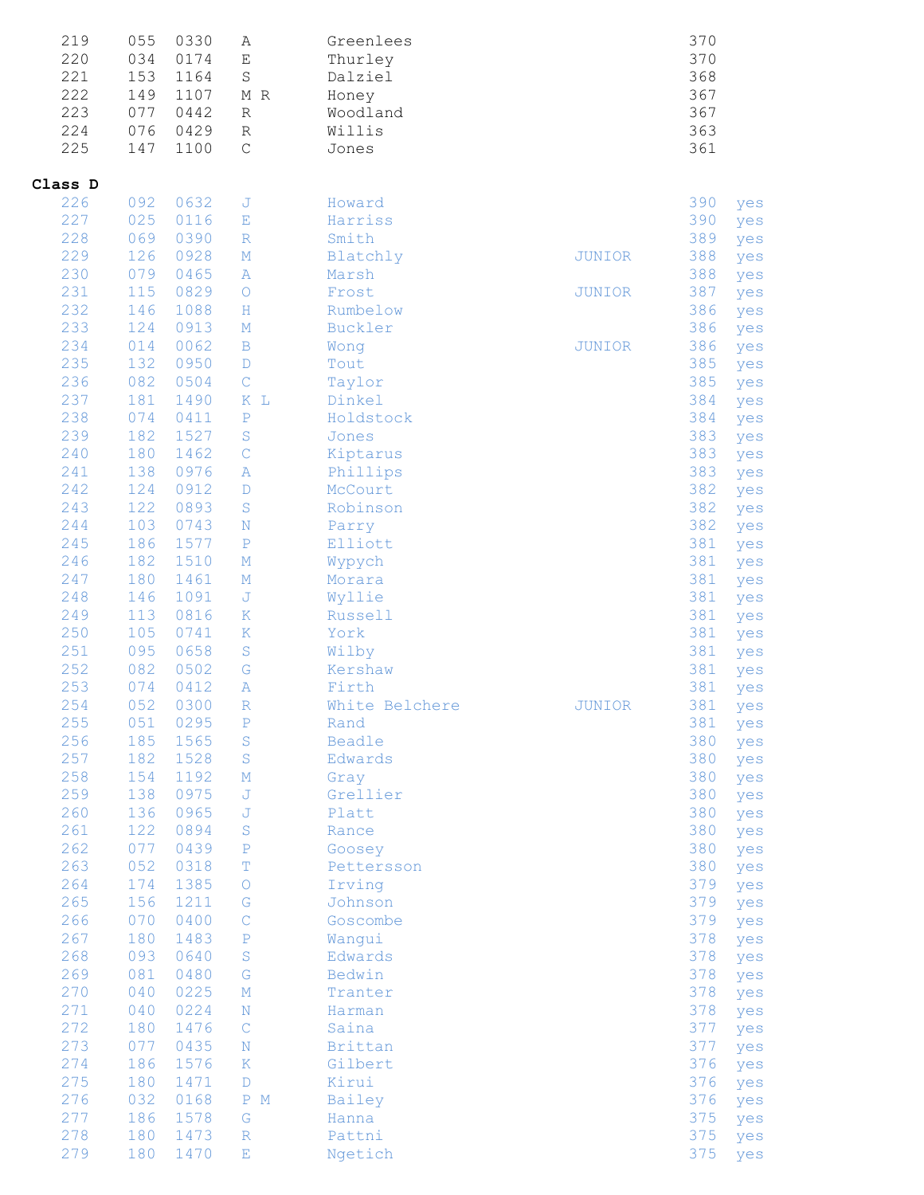| | | | | | | | |
|---|---|---|---|---|---|---|---|
| 219 | 055 | 0330 | A | Greenlees | | 370 | |
| 220 | 034 | 0174 | E | Thurley | | 370 | |
| 221 | 153 | 1164 | S | Dalziel | | 368 | |
| 222 | 149 | 1107 | M R | Honey | | 367 | |
| 223 | 077 | 0442 | R | Woodland | | 367 | |
| 224 | 076 | 0429 | R | Willis | | 363 | |
| 225 | 147 | 1100 | C | Jones | | 361 | |

**Class D**

| | | | | | | | |
|---|---|---|---|---|---|---|---|
| 226 | 092 | 0632 | J | Howard | | 390 | yes |
| 227 | 025 | 0116 | E | Harriss | | 390 | yes |
| 228 | 069 | 0390 | R | Smith | | 389 | yes |
| 229 | 126 | 0928 | M | Blatchly | JUNIOR | 388 | yes |
| 230 | 079 | 0465 | A | Marsh | | 388 | yes |
| 231 | 115 | 0829 | O | Frost | JUNIOR | 387 | yes |
| 232 | 146 | 1088 | H | Rumbelow | | 386 | yes |
| 233 | 124 | 0913 | M | Buckler | | 386 | yes |
| 234 | 014 | 0062 | B | Wong | JUNIOR | 386 | yes |
| 235 | 132 | 0950 | D | Tout | | 385 | yes |
| 236 | 082 | 0504 | C | Taylor | | 385 | yes |
| 237 | 181 | 1490 | K L | Dinkel | | 384 | yes |
| 238 | 074 | 0411 | P | Holdstock | | 384 | yes |
| 239 | 182 | 1527 | S | Jones | | 383 | yes |
| 240 | 180 | 1462 | C | Kiptarus | | 383 | yes |
| 241 | 138 | 0976 | A | Phillips | | 383 | yes |
| 242 | 124 | 0912 | D | McCourt | | 382 | yes |
| 243 | 122 | 0893 | S | Robinson | | 382 | yes |
| 244 | 103 | 0743 | N | Parry | | 382 | yes |
| 245 | 186 | 1577 | P | Elliott | | 381 | yes |
| 246 | 182 | 1510 | M | Wypych | | 381 | yes |
| 247 | 180 | 1461 | M | Morara | | 381 | yes |
| 248 | 146 | 1091 | J | Wyllie | | 381 | yes |
| 249 | 113 | 0816 | K | Russell | | 381 | yes |
| 250 | 105 | 0741 | K | York | | 381 | yes |
| 251 | 095 | 0658 | S | Wilby | | 381 | yes |
| 252 | 082 | 0502 | G | Kershaw | | 381 | yes |
| 253 | 074 | 0412 | A | Firth | | 381 | yes |
| 254 | 052 | 0300 | R | White Belchere | JUNIOR | 381 | yes |
| 255 | 051 | 0295 | P | Rand | | 381 | yes |
| 256 | 185 | 1565 | S | Beadle | | 380 | yes |
| 257 | 182 | 1528 | S | Edwards | | 380 | yes |
| 258 | 154 | 1192 | M | Gray | | 380 | yes |
| 259 | 138 | 0975 | J | Grellier | | 380 | yes |
| 260 | 136 | 0965 | J | Platt | | 380 | yes |
| 261 | 122 | 0894 | S | Rance | | 380 | yes |
| 262 | 077 | 0439 | P | Goosey | | 380 | yes |
| 263 | 052 | 0318 | T | Pettersson | | 380 | yes |
| 264 | 174 | 1385 | O | Irving | | 379 | yes |
| 265 | 156 | 1211 | G | Johnson | | 379 | yes |
| 266 | 070 | 0400 | C | Goscombe | | 379 | yes |
| 267 | 180 | 1483 | P | Wangui | | 378 | yes |
| 268 | 093 | 0640 | S | Edwards | | 378 | yes |
| 269 | 081 | 0480 | G | Bedwin | | 378 | yes |
| 270 | 040 | 0225 | M | Tranter | | 378 | yes |
| 271 | 040 | 0224 | N | Harman | | 378 | yes |
| 272 | 180 | 1476 | C | Saina | | 377 | yes |
| 273 | 077 | 0435 | N | Brittan | | 377 | yes |
| 274 | 186 | 1576 | K | Gilbert | | 376 | yes |
| 275 | 180 | 1471 | D | Kirui | | 376 | yes |
| 276 | 032 | 0168 | P M | Bailey | | 376 | yes |
| 277 | 186 | 1578 | G | Hanna | | 375 | yes |
| 278 | 180 | 1473 | R | Pattni | | 375 | yes |
| 279 | 180 | 1470 | E | Ngetich | | 375 | yes |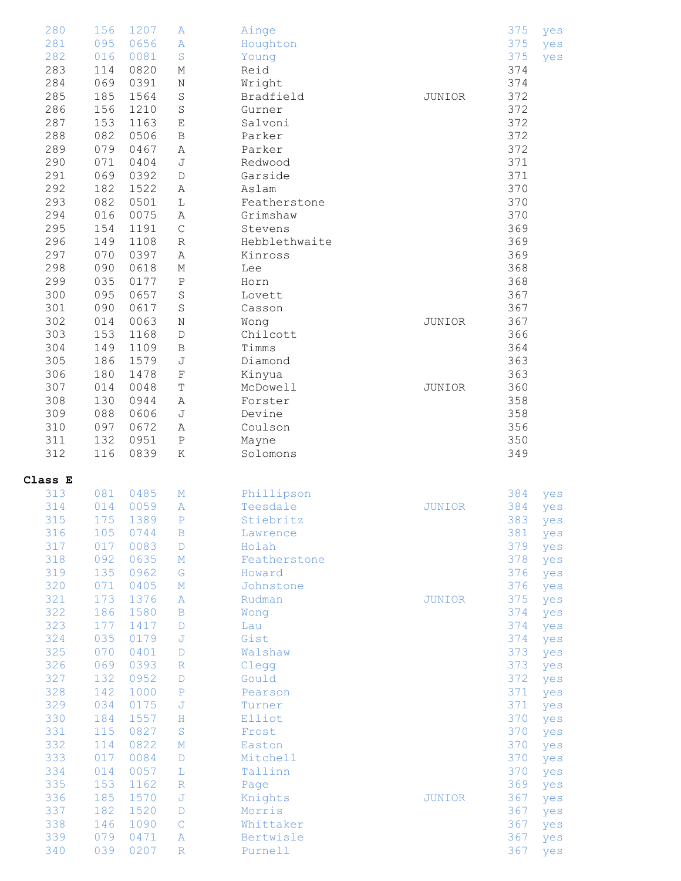| | | | | | | | |
|---|---|---|---|---|---|---|---|
| 280 | 156 | 1207 | A | Ainge | | 375 | yes |
| 281 | 095 | 0656 | A | Houghton | | 375 | yes |
| 282 | 016 | 0081 | S | Young | | 375 | yes |
| 283 | 114 | 0820 | M | Reid | | 374 | |
| 284 | 069 | 0391 | N | Wright | | 374 | |
| 285 | 185 | 1564 | S | Bradfield | JUNIOR | 372 | |
| 286 | 156 | 1210 | S | Gurner | | 372 | |
| 287 | 153 | 1163 | E | Salvoni | | 372 | |
| 288 | 082 | 0506 | B | Parker | | 372 | |
| 289 | 079 | 0467 | A | Parker | | 372 | |
| 290 | 071 | 0404 | J | Redwood | | 371 | |
| 291 | 069 | 0392 | D | Garside | | 371 | |
| 292 | 182 | 1522 | A | Aslam | | 370 | |
| 293 | 082 | 0501 | L | Featherstone | | 370 | |
| 294 | 016 | 0075 | A | Grimshaw | | 370 | |
| 295 | 154 | 1191 | C | Stevens | | 369 | |
| 296 | 149 | 1108 | R | Hebblethwaite | | 369 | |
| 297 | 070 | 0397 | A | Kinross | | 369 | |
| 298 | 090 | 0618 | M | Lee | | 368 | |
| 299 | 035 | 0177 | P | Horn | | 368 | |
| 300 | 095 | 0657 | S | Lovett | | 367 | |
| 301 | 090 | 0617 | S | Casson | | 367 | |
| 302 | 014 | 0063 | N | Wong | JUNIOR | 367 | |
| 303 | 153 | 1168 | D | Chilcott | | 366 | |
| 304 | 149 | 1109 | B | Timms | | 364 | |
| 305 | 186 | 1579 | J | Diamond | | 363 | |
| 306 | 180 | 1478 | F | Kinyua | | 363 | |
| 307 | 014 | 0048 | T | McDowell | JUNIOR | 360 | |
| 308 | 130 | 0944 | A | Forster | | 358 | |
| 309 | 088 | 0606 | J | Devine | | 358 | |
| 310 | 097 | 0672 | A | Coulson | | 356 | |
| 311 | 132 | 0951 | P | Mayne | | 350 | |
| 312 | 116 | 0839 | K | Solomons | | 349 | |

**Class E**

| | | | | | | | |
|---|---|---|---|---|---|---|---|
| 313 | 081 | 0485 | M | Phillipson | | 384 | yes |
| 314 | 014 | 0059 | A | Teesdale | JUNIOR | 384 | yes |
| 315 | 175 | 1389 | P | Stiebritz | | 383 | yes |
| 316 | 105 | 0744 | B | Lawrence | | 381 | yes |
| 317 | 017 | 0083 | D | Holah | | 379 | yes |
| 318 | 092 | 0635 | M | Featherstone | | 378 | yes |
| 319 | 135 | 0962 | G | Howard | | 376 | yes |
| 320 | 071 | 0405 | M | Johnstone | | 376 | yes |
| 321 | 173 | 1376 | A | Rudman | JUNIOR | 375 | yes |
| 322 | 186 | 1580 | B | Wong | | 374 | yes |
| 323 | 177 | 1417 | D | Lau | | 374 | yes |
| 324 | 035 | 0179 | J | Gist | | 374 | yes |
| 325 | 070 | 0401 | D | Walshaw | | 373 | yes |
| 326 | 069 | 0393 | R | Clegg | | 373 | yes |
| 327 | 132 | 0952 | D | Gould | | 372 | yes |
| 328 | 142 | 1000 | P | Pearson | | 371 | yes |
| 329 | 034 | 0175 | J | Turner | | 371 | yes |
| 330 | 184 | 1557 | H | Elliot | | 370 | yes |
| 331 | 115 | 0827 | S | Frost | | 370 | yes |
| 332 | 114 | 0822 | M | Easton | | 370 | yes |
| 333 | 017 | 0084 | D | Mitchell | | 370 | yes |
| 334 | 014 | 0057 | L | Tallinn | | 370 | yes |
| 335 | 153 | 1162 | R | Page | | 369 | yes |
| 336 | 185 | 1570 | J | Knights | JUNIOR | 367 | yes |
| 337 | 182 | 1520 | D | Morris | | 367 | yes |
| 338 | 146 | 1090 | C | Whittaker | | 367 | yes |
| 339 | 079 | 0471 | A | Bertwisle | | 367 | yes |
| 340 | 039 | 0207 | R | Purnell | | 367 | yes |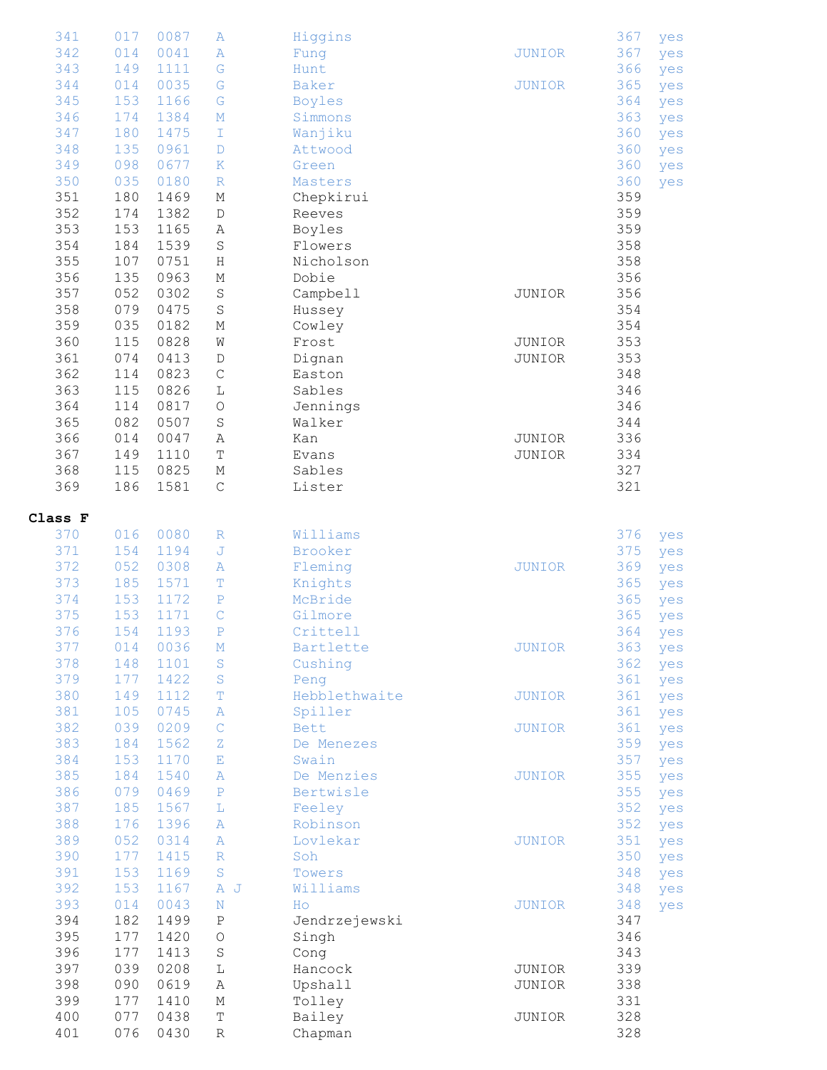| | | | | | | | |
|---|---|---|---|---|---|---|---|
| 341 | 017 | 0087 | A | Higgins | | 367 | yes |
| 342 | 014 | 0041 | A | Fung | JUNIOR | 367 | yes |
| 343 | 149 | 1111 | G | Hunt | | 366 | yes |
| 344 | 014 | 0035 | G | Baker | JUNIOR | 365 | yes |
| 345 | 153 | 1166 | G | Boyles | | 364 | yes |
| 346 | 174 | 1384 | M | Simmons | | 363 | yes |
| 347 | 180 | 1475 | I | Wanjiku | | 360 | yes |
| 348 | 135 | 0961 | D | Attwood | | 360 | yes |
| 349 | 098 | 0677 | K | Green | | 360 | yes |
| 350 | 035 | 0180 | R | Masters | | 360 | yes |
| 351 | 180 | 1469 | M | Chepkirui | | 359 | |
| 352 | 174 | 1382 | D | Reeves | | 359 | |
| 353 | 153 | 1165 | A | Boyles | | 359 | |
| 354 | 184 | 1539 | S | Flowers | | 358 | |
| 355 | 107 | 0751 | H | Nicholson | | 358 | |
| 356 | 135 | 0963 | M | Dobie | | 356 | |
| 357 | 052 | 0302 | S | Campbell | JUNIOR | 356 | |
| 358 | 079 | 0475 | S | Hussey | | 354 | |
| 359 | 035 | 0182 | M | Cowley | | 354 | |
| 360 | 115 | 0828 | W | Frost | JUNIOR | 353 | |
| 361 | 074 | 0413 | D | Dignan | JUNIOR | 353 | |
| 362 | 114 | 0823 | C | Easton | | 348 | |
| 363 | 115 | 0826 | L | Sables | | 346 | |
| 364 | 114 | 0817 | O | Jennings | | 346 | |
| 365 | 082 | 0507 | S | Walker | | 344 | |
| 366 | 014 | 0047 | A | Kan | JUNIOR | 336 | |
| 367 | 149 | 1110 | T | Evans | JUNIOR | 334 | |
| 368 | 115 | 0825 | M | Sables | | 327 | |
| 369 | 186 | 1581 | C | Lister | | 321 | |

**Class F**

| | | | | | | | |
|---|---|---|---|---|---|---|---|
| 370 | 016 | 0080 | R | Williams | | 376 | yes |
| 371 | 154 | 1194 | J | Brooker | | 375 | yes |
| 372 | 052 | 0308 | A | Fleming | JUNIOR | 369 | yes |
| 373 | 185 | 1571 | T | Knights | | 365 | yes |
| 374 | 153 | 1172 | P | McBride | | 365 | yes |
| 375 | 153 | 1171 | C | Gilmore | | 365 | yes |
| 376 | 154 | 1193 | P | Crittell | | 364 | yes |
| 377 | 014 | 0036 | M | Bartlette | JUNIOR | 363 | yes |
| 378 | 148 | 1101 | S | Cushing | | 362 | yes |
| 379 | 177 | 1422 | S | Peng | | 361 | yes |
| 380 | 149 | 1112 | T | Hebblethwaite | JUNIOR | 361 | yes |
| 381 | 105 | 0745 | A | Spiller | | 361 | yes |
| 382 | 039 | 0209 | C | Bett | JUNIOR | 361 | yes |
| 383 | 184 | 1562 | Z | De Menezes | | 359 | yes |
| 384 | 153 | 1170 | E | Swain | | 357 | yes |
| 385 | 184 | 1540 | A | De Menzies | JUNIOR | 355 | yes |
| 386 | 079 | 0469 | P | Bertwisle | | 355 | yes |
| 387 | 185 | 1567 | L | Feeley | | 352 | yes |
| 388 | 176 | 1396 | A | Robinson | | 352 | yes |
| 389 | 052 | 0314 | A | Lovlekar | JUNIOR | 351 | yes |
| 390 | 177 | 1415 | R | Soh | | 350 | yes |
| 391 | 153 | 1169 | S | Towers | | 348 | yes |
| 392 | 153 | 1167 | A J | Williams | | 348 | yes |
| 393 | 014 | 0043 | N | Ho | JUNIOR | 348 | yes |
| 394 | 182 | 1499 | P | Jendrzejewski | | 347 | |
| 395 | 177 | 1420 | O | Singh | | 346 | |
| 396 | 177 | 1413 | S | Cong | | 343 | |
| 397 | 039 | 0208 | L | Hancock | JUNIOR | 339 | |
| 398 | 090 | 0619 | A | Upshall | JUNIOR | 338 | |
| 399 | 177 | 1410 | M | Tolley | | 331 | |
| 400 | 077 | 0438 | T | Bailey | JUNIOR | 328 | |
| 401 | 076 | 0430 | R | Chapman | | 328 | |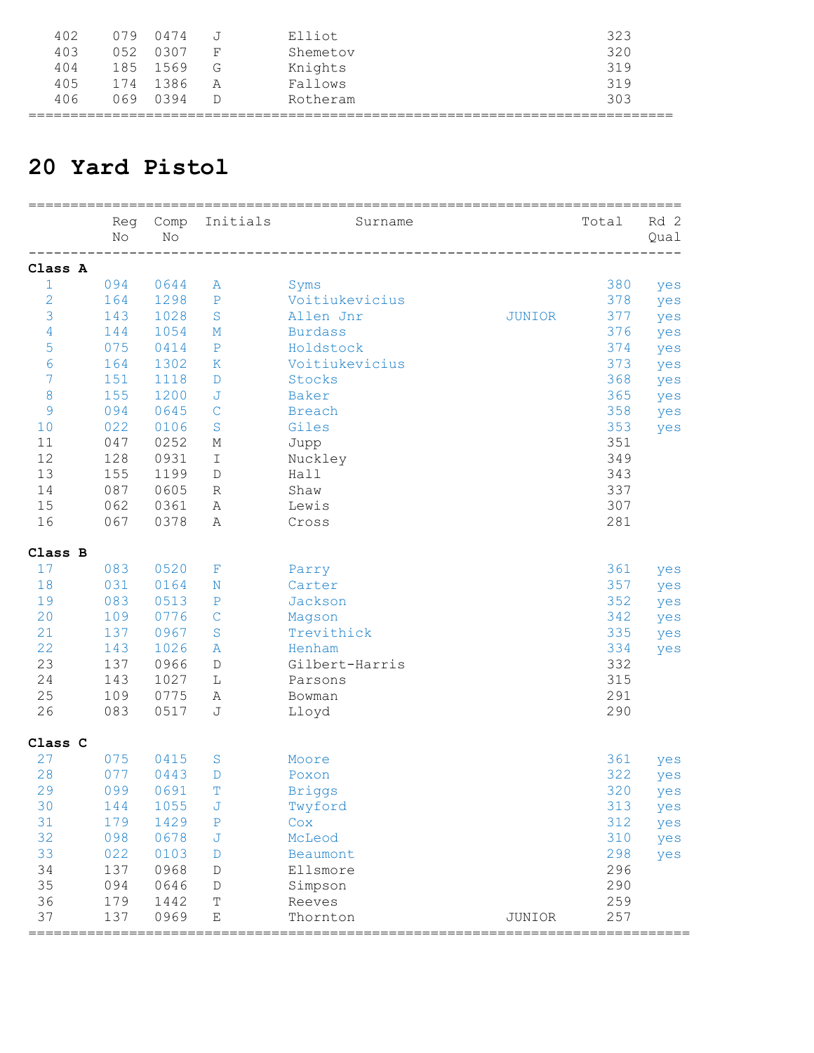| | | | | | |
|---|---|---|---|---|---|
| 402 | 079 | 0474 | J | Elliot | 323 |
| 403 | 052 | 0307 | F | Shemetov | 320 |
| 404 | 185 | 1569 | G | Knights | 319 |
| 405 | 174 | 1386 | A | Fallows | 319 |
| 406 | 069 | 0394 | D | Rotheram | 303 |

# 20 Yard Pistol

| | Reg No | Comp No | Initials | Surname | | Total | Rd 2 Qual |
|---|---|---|---|---|---|---|---|
| **Class A** | | | | | | | |
| 1 | 094 | 0644 | A | Syms | | 380 | yes |
| 2 | 164 | 1298 | P | Voitiukevicius | | 378 | yes |
| 3 | 143 | 1028 | S | Allen Jnr | JUNIOR | 377 | yes |
| 4 | 144 | 1054 | M | Burdass | | 376 | yes |
| 5 | 075 | 0414 | P | Holdstock | | 374 | yes |
| 6 | 164 | 1302 | K | Voitiukevicius | | 373 | yes |
| 7 | 151 | 1118 | D | Stocks | | 368 | yes |
| 8 | 155 | 1200 | J | Baker | | 365 | yes |
| 9 | 094 | 0645 | C | Breach | | 358 | yes |
| 10 | 022 | 0106 | S | Giles | | 353 | yes |
| 11 | 047 | 0252 | M | Jupp | | 351 | |
| 12 | 128 | 0931 | I | Nuckley | | 349 | |
| 13 | 155 | 1199 | D | Hall | | 343 | |
| 14 | 087 | 0605 | R | Shaw | | 337 | |
| 15 | 062 | 0361 | A | Lewis | | 307 | |
| 16 | 067 | 0378 | A | Cross | | 281 | |
| **Class B** | | | | | | | |
| 17 | 083 | 0520 | F | Parry | | 361 | yes |
| 18 | 031 | 0164 | N | Carter | | 357 | yes |
| 19 | 083 | 0513 | P | Jackson | | 352 | yes |
| 20 | 109 | 0776 | C | Magson | | 342 | yes |
| 21 | 137 | 0967 | S | Trevithick | | 335 | yes |
| 22 | 143 | 1026 | A | Henham | | 334 | yes |
| 23 | 137 | 0966 | D | Gilbert-Harris | | 332 | |
| 24 | 143 | 1027 | L | Parsons | | 315 | |
| 25 | 109 | 0775 | A | Bowman | | 291 | |
| 26 | 083 | 0517 | J | Lloyd | | 290 | |
| **Class C** | | | | | | | |
| 27 | 075 | 0415 | S | Moore | | 361 | yes |
| 28 | 077 | 0443 | D | Poxon | | 322 | yes |
| 29 | 099 | 0691 | T | Briggs | | 320 | yes |
| 30 | 144 | 1055 | J | Twyford | | 313 | yes |
| 31 | 179 | 1429 | P | Cox | | 312 | yes |
| 32 | 098 | 0678 | J | McLeod | | 310 | yes |
| 33 | 022 | 0103 | D | Beaumont | | 298 | yes |
| 34 | 137 | 0968 | D | Ellsmore | | 296 | |
| 35 | 094 | 0646 | D | Simpson | | 290 | |
| 36 | 179 | 1442 | T | Reeves | | 259 | |
| 37 | 137 | 0969 | E | Thornton | JUNIOR | 257 | |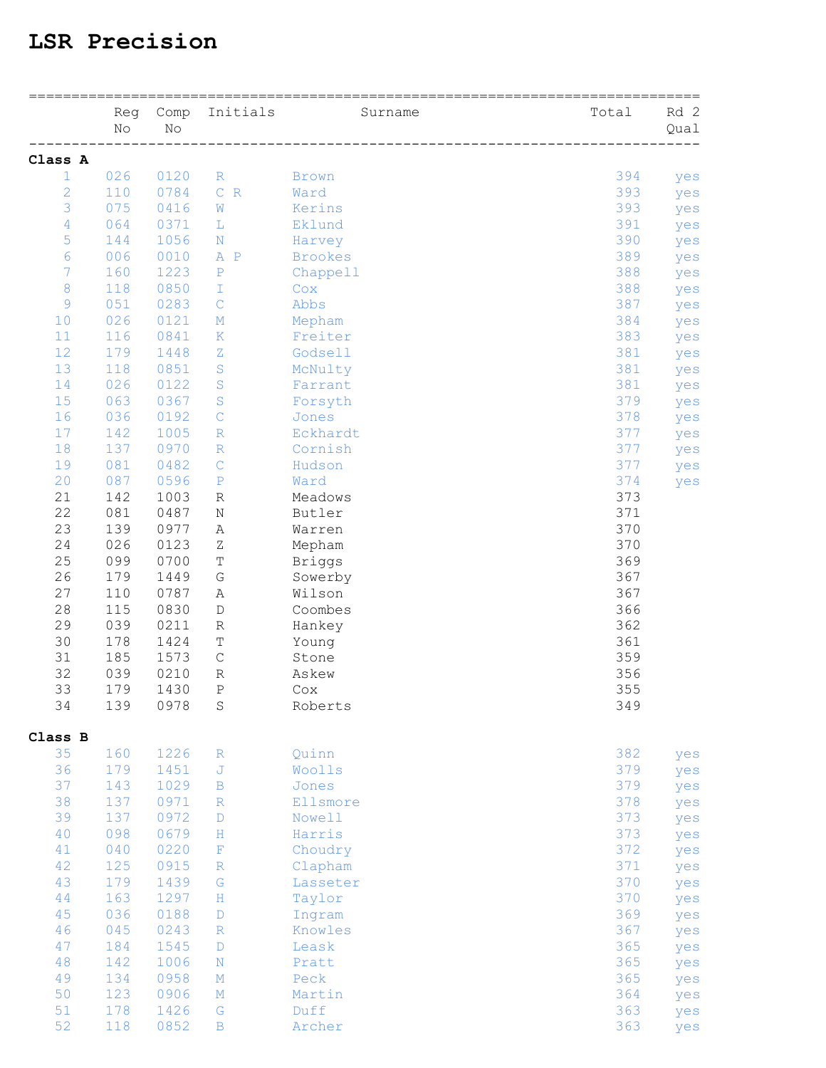# LSR Precision

| | Reg No | Comp No | Initials | Surname | Total | Rd 2 Qual |
|---|---|---|---|---|---|---|
| **Class A** | | | | | | |
| 1 | 026 | 0120 | R | Brown | 394 | yes |
| 2 | 110 | 0784 | C R | Ward | 393 | yes |
| 3 | 075 | 0416 | W | Kerins | 393 | yes |
| 4 | 064 | 0371 | L | Eklund | 391 | yes |
| 5 | 144 | 1056 | N | Harvey | 390 | yes |
| 6 | 006 | 0010 | A P | Brookes | 389 | yes |
| 7 | 160 | 1223 | P | Chappell | 388 | yes |
| 8 | 118 | 0850 | I | Cox | 388 | yes |
| 9 | 051 | 0283 | C | Abbs | 387 | yes |
| 10 | 026 | 0121 | M | Mepham | 384 | yes |
| 11 | 116 | 0841 | K | Freiter | 383 | yes |
| 12 | 179 | 1448 | Z | Godsell | 381 | yes |
| 13 | 118 | 0851 | S | McNulty | 381 | yes |
| 14 | 026 | 0122 | S | Farrant | 381 | yes |
| 15 | 063 | 0367 | S | Forsyth | 379 | yes |
| 16 | 036 | 0192 | C | Jones | 378 | yes |
| 17 | 142 | 1005 | R | Eckhardt | 377 | yes |
| 18 | 137 | 0970 | R | Cornish | 377 | yes |
| 19 | 081 | 0482 | C | Hudson | 377 | yes |
| 20 | 087 | 0596 | P | Ward | 374 | yes |
| 21 | 142 | 1003 | R | Meadows | 373 | |
| 22 | 081 | 0487 | N | Butler | 371 | |
| 23 | 139 | 0977 | A | Warren | 370 | |
| 24 | 026 | 0123 | Z | Mepham | 370 | |
| 25 | 099 | 0700 | T | Briggs | 369 | |
| 26 | 179 | 1449 | G | Sowerby | 367 | |
| 27 | 110 | 0787 | A | Wilson | 367 | |
| 28 | 115 | 0830 | D | Coombes | 366 | |
| 29 | 039 | 0211 | R | Hankey | 362 | |
| 30 | 178 | 1424 | T | Young | 361 | |
| 31 | 185 | 1573 | C | Stone | 359 | |
| 32 | 039 | 0210 | R | Askew | 356 | |
| 33 | 179 | 1430 | P | Cox | 355 | |
| 34 | 139 | 0978 | S | Roberts | 349 | |
| **Class B** | | | | | | |
| 35 | 160 | 1226 | R | Quinn | 382 | yes |
| 36 | 179 | 1451 | J | Woolls | 379 | yes |
| 37 | 143 | 1029 | B | Jones | 379 | yes |
| 38 | 137 | 0971 | R | Ellsmore | 378 | yes |
| 39 | 137 | 0972 | D | Nowell | 373 | yes |
| 40 | 098 | 0679 | H | Harris | 373 | yes |
| 41 | 040 | 0220 | F | Choudry | 372 | yes |
| 42 | 125 | 0915 | R | Clapham | 371 | yes |
| 43 | 179 | 1439 | G | Lasseter | 370 | yes |
| 44 | 163 | 1297 | H | Taylor | 370 | yes |
| 45 | 036 | 0188 | D | Ingram | 369 | yes |
| 46 | 045 | 0243 | R | Knowles | 367 | yes |
| 47 | 184 | 1545 | D | Leask | 365 | yes |
| 48 | 142 | 1006 | N | Pratt | 365 | yes |
| 49 | 134 | 0958 | M | Peck | 365 | yes |
| 50 | 123 | 0906 | M | Martin | 364 | yes |
| 51 | 178 | 1426 | G | Duff | 363 | yes |
| 52 | 118 | 0852 | B | Archer | 363 | yes |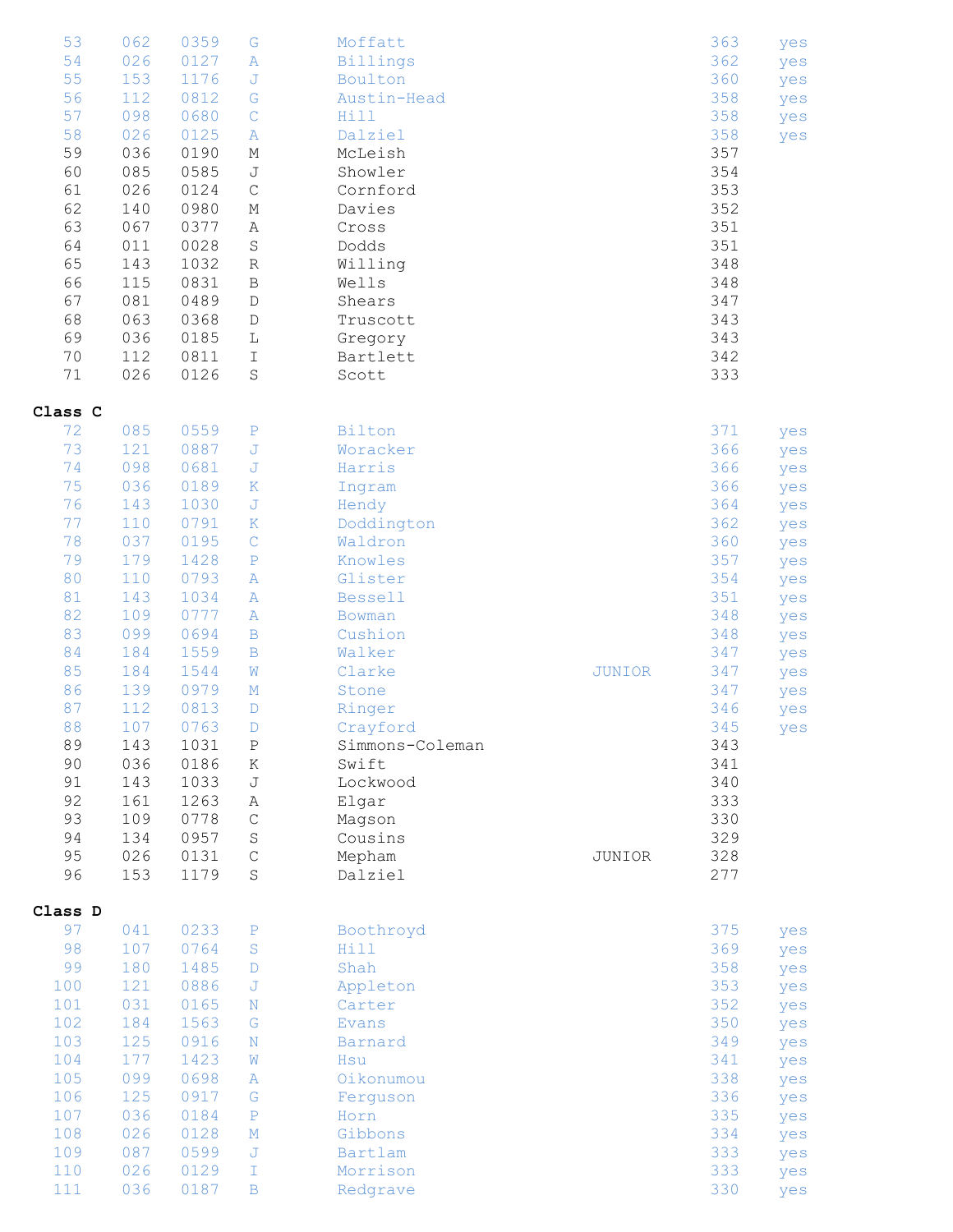| | | | | | | | |
|---|---|---|---|---|---|---|---|
| 53 | 062 | 0359 | G | Moffatt | | 363 | yes |
| 54 | 026 | 0127 | A | Billings | | 362 | yes |
| 55 | 153 | 1176 | J | Boulton | | 360 | yes |
| 56 | 112 | 0812 | G | Austin-Head | | 358 | yes |
| 57 | 098 | 0680 | C | Hill | | 358 | yes |
| 58 | 026 | 0125 | A | Dalziel | | 358 | yes |
| 59 | 036 | 0190 | M | McLeish | | 357 | |
| 60 | 085 | 0585 | J | Showler | | 354 | |
| 61 | 026 | 0124 | C | Cornford | | 353 | |
| 62 | 140 | 0980 | M | Davies | | 352 | |
| 63 | 067 | 0377 | A | Cross | | 351 | |
| 64 | 011 | 0028 | S | Dodds | | 351 | |
| 65 | 143 | 1032 | R | Willing | | 348 | |
| 66 | 115 | 0831 | B | Wells | | 348 | |
| 67 | 081 | 0489 | D | Shears | | 347 | |
| 68 | 063 | 0368 | D | Truscott | | 343 | |
| 69 | 036 | 0185 | L | Gregory | | 343 | |
| 70 | 112 | 0811 | I | Bartlett | | 342 | |
| 71 | 026 | 0126 | S | Scott | | 333 | |

**Class C**

| | | | | | | | |
|---|---|---|---|---|---|---|---|
| 72 | 085 | 0559 | P | Bilton | | 371 | yes |
| 73 | 121 | 0887 | J | Woracker | | 366 | yes |
| 74 | 098 | 0681 | J | Harris | | 366 | yes |
| 75 | 036 | 0189 | K | Ingram | | 366 | yes |
| 76 | 143 | 1030 | J | Hendy | | 364 | yes |
| 77 | 110 | 0791 | K | Doddington | | 362 | yes |
| 78 | 037 | 0195 | C | Waldron | | 360 | yes |
| 79 | 179 | 1428 | P | Knowles | | 357 | yes |
| 80 | 110 | 0793 | A | Glister | | 354 | yes |
| 81 | 143 | 1034 | A | Bessell | | 351 | yes |
| 82 | 109 | 0777 | A | Bowman | | 348 | yes |
| 83 | 099 | 0694 | B | Cushion | | 348 | yes |
| 84 | 184 | 1559 | B | Walker | | 347 | yes |
| 85 | 184 | 1544 | W | Clarke | JUNIOR | 347 | yes |
| 86 | 139 | 0979 | M | Stone | | 347 | yes |
| 87 | 112 | 0813 | D | Ringer | | 346 | yes |
| 88 | 107 | 0763 | D | Crayford | | 345 | yes |
| 89 | 143 | 1031 | P | Simmons-Coleman | | 343 | |
| 90 | 036 | 0186 | K | Swift | | 341 | |
| 91 | 143 | 1033 | J | Lockwood | | 340 | |
| 92 | 161 | 1263 | A | Elgar | | 333 | |
| 93 | 109 | 0778 | C | Magson | | 330 | |
| 94 | 134 | 0957 | S | Cousins | | 329 | |
| 95 | 026 | 0131 | C | Mepham | JUNIOR | 328 | |
| 96 | 153 | 1179 | S | Dalziel | | 277 | |

**Class D**

| | | | | | | | |
|---|---|---|---|---|---|---|---|
| 97 | 041 | 0233 | P | Boothroyd | | 375 | yes |
| 98 | 107 | 0764 | S | Hill | | 369 | yes |
| 99 | 180 | 1485 | D | Shah | | 358 | yes |
| 100 | 121 | 0886 | J | Appleton | | 353 | yes |
| 101 | 031 | 0165 | N | Carter | | 352 | yes |
| 102 | 184 | 1563 | G | Evans | | 350 | yes |
| 103 | 125 | 0916 | N | Barnard | | 349 | yes |
| 104 | 177 | 1423 | W | Hsu | | 341 | yes |
| 105 | 099 | 0698 | A | Oikonumou | | 338 | yes |
| 106 | 125 | 0917 | G | Ferguson | | 336 | yes |
| 107 | 036 | 0184 | P | Horn | | 335 | yes |
| 108 | 026 | 0128 | M | Gibbons | | 334 | yes |
| 109 | 087 | 0599 | J | Bartlam | | 333 | yes |
| 110 | 026 | 0129 | I | Morrison | | 333 | yes |
| 111 | 036 | 0187 | B | Redgrave | | 330 | yes |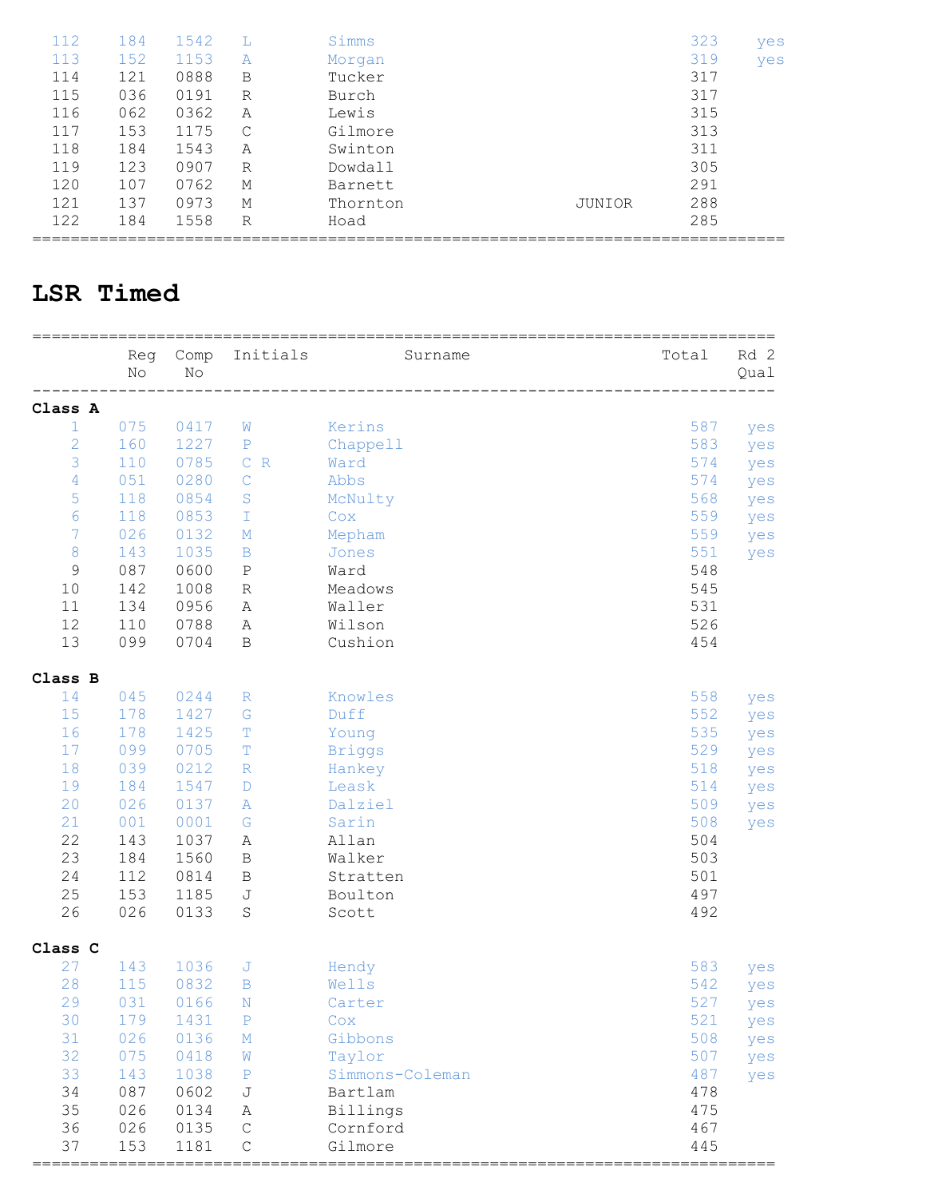| | | | | | | | |
|---|---|---|---|---|---|---|---|
| 112 | 184 | 1542 | L | Simms | | 323 | yes |
| 113 | 152 | 1153 | A | Morgan | | 319 | yes |
| 114 | 121 | 0888 | B | Tucker | | 317 | |
| 115 | 036 | 0191 | R | Burch | | 317 | |
| 116 | 062 | 0362 | A | Lewis | | 315 | |
| 117 | 153 | 1175 | C | Gilmore | | 313 | |
| 118 | 184 | 1543 | A | Swinton | | 311 | |
| 119 | 123 | 0907 | R | Dowdall | | 305 | |
| 120 | 107 | 0762 | M | Barnett | | 291 | |
| 121 | 137 | 0973 | M | Thornton | JUNIOR | 288 | |
| 122 | 184 | 1558 | R | Hoad | | 285 | |

# LSR Timed

| | Reg No | Comp No | Initials | Surname | Total | Rd 2 Qual |
|---|---|---|---|---|---|---|
| **Class A** | | | | | | |
| 1 | 075 | 0417 | W | Kerins | 587 | yes |
| 2 | 160 | 1227 | P | Chappell | 583 | yes |
| 3 | 110 | 0785 | C R | Ward | 574 | yes |
| 4 | 051 | 0280 | C | Abbs | 574 | yes |
| 5 | 118 | 0854 | S | McNulty | 568 | yes |
| 6 | 118 | 0853 | I | Cox | 559 | yes |
| 7 | 026 | 0132 | M | Mepham | 559 | yes |
| 8 | 143 | 1035 | B | Jones | 551 | yes |
| 9 | 087 | 0600 | P | Ward | 548 | |
| 10 | 142 | 1008 | R | Meadows | 545 | |
| 11 | 134 | 0956 | A | Waller | 531 | |
| 12 | 110 | 0788 | A | Wilson | 526 | |
| 13 | 099 | 0704 | B | Cushion | 454 | |
| **Class B** | | | | | | |
| 14 | 045 | 0244 | R | Knowles | 558 | yes |
| 15 | 178 | 1427 | G | Duff | 552 | yes |
| 16 | 178 | 1425 | T | Young | 535 | yes |
| 17 | 099 | 0705 | T | Briggs | 529 | yes |
| 18 | 039 | 0212 | R | Hankey | 518 | yes |
| 19 | 184 | 1547 | D | Leask | 514 | yes |
| 20 | 026 | 0137 | A | Dalziel | 509 | yes |
| 21 | 001 | 0001 | G | Sarin | 508 | yes |
| 22 | 143 | 1037 | A | Allan | 504 | |
| 23 | 184 | 1560 | B | Walker | 503 | |
| 24 | 112 | 0814 | B | Stratten | 501 | |
| 25 | 153 | 1185 | J | Boulton | 497 | |
| 26 | 026 | 0133 | S | Scott | 492 | |
| **Class C** | | | | | | |
| 27 | 143 | 1036 | J | Hendy | 583 | yes |
| 28 | 115 | 0832 | B | Wells | 542 | yes |
| 29 | 031 | 0166 | N | Carter | 527 | yes |
| 30 | 179 | 1431 | P | Cox | 521 | yes |
| 31 | 026 | 0136 | M | Gibbons | 508 | yes |
| 32 | 075 | 0418 | W | Taylor | 507 | yes |
| 33 | 143 | 1038 | P | Simmons-Coleman | 487 | yes |
| 34 | 087 | 0602 | J | Bartlam | 478 | |
| 35 | 026 | 0134 | A | Billings | 475 | |
| 36 | 026 | 0135 | C | Cornford | 467 | |
| 37 | 153 | 1181 | C | Gilmore | 445 | |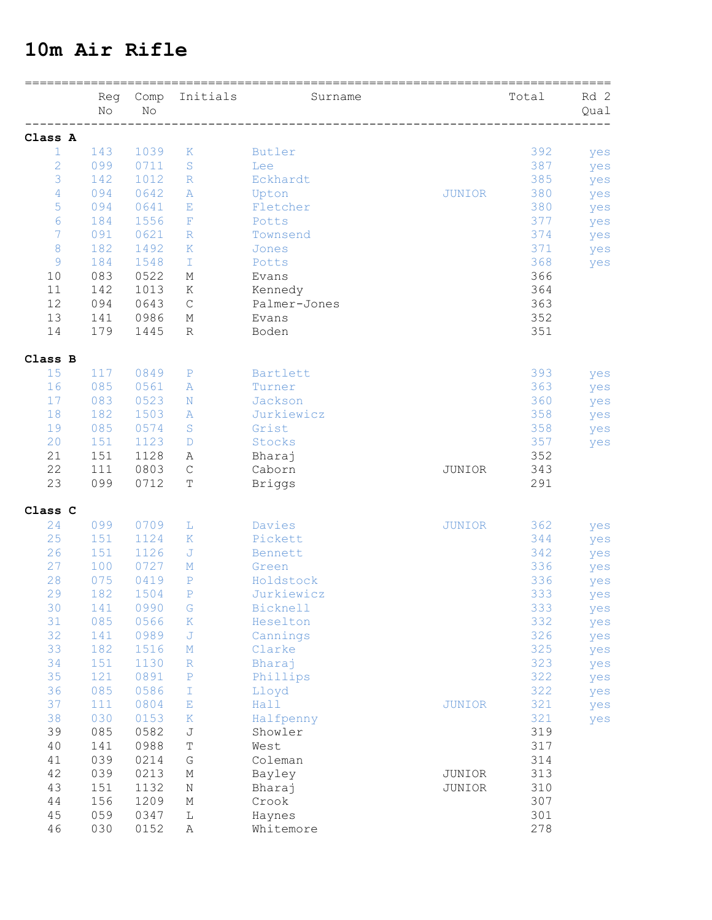# 10m Air Rifle

| | Reg No | Comp No | Initials | Surname | | Total | Rd 2 Qual |
|---|---|---|---|---|---|---|---|
| **Class A** | | | | | | | |
| 1 | 143 | 1039 | K | Butler | | 392 | yes |
| 2 | 099 | 0711 | S | Lee | | 387 | yes |
| 3 | 142 | 1012 | R | Eckhardt | | 385 | yes |
| 4 | 094 | 0642 | A | Upton | JUNIOR | 380 | yes |
| 5 | 094 | 0641 | E | Fletcher | | 380 | yes |
| 6 | 184 | 1556 | F | Potts | | 377 | yes |
| 7 | 091 | 0621 | R | Townsend | | 374 | yes |
| 8 | 182 | 1492 | K | Jones | | 371 | yes |
| 9 | 184 | 1548 | I | Potts | | 368 | yes |
| 10 | 083 | 0522 | M | Evans | | 366 | |
| 11 | 142 | 1013 | K | Kennedy | | 364 | |
| 12 | 094 | 0643 | C | Palmer-Jones | | 363 | |
| 13 | 141 | 0986 | M | Evans | | 352 | |
| 14 | 179 | 1445 | R | Boden | | 351 | |
| **Class B** | | | | | | | |
| 15 | 117 | 0849 | P | Bartlett | | 393 | yes |
| 16 | 085 | 0561 | A | Turner | | 363 | yes |
| 17 | 083 | 0523 | N | Jackson | | 360 | yes |
| 18 | 182 | 1503 | A | Jurkiewicz | | 358 | yes |
| 19 | 085 | 0574 | S | Grist | | 358 | yes |
| 20 | 151 | 1123 | D | Stocks | | 357 | yes |
| 21 | 151 | 1128 | A | Bharaj | | 352 | |
| 22 | 111 | 0803 | C | Caborn | JUNIOR | 343 | |
| 23 | 099 | 0712 | T | Briggs | | 291 | |
| **Class C** | | | | | | | |
| 24 | 099 | 0709 | L | Davies | JUNIOR | 362 | yes |
| 25 | 151 | 1124 | K | Pickett | | 344 | yes |
| 26 | 151 | 1126 | J | Bennett | | 342 | yes |
| 27 | 100 | 0727 | M | Green | | 336 | yes |
| 28 | 075 | 0419 | P | Holdstock | | 336 | yes |
| 29 | 182 | 1504 | P | Jurkiewicz | | 333 | yes |
| 30 | 141 | 0990 | G | Bicknell | | 333 | yes |
| 31 | 085 | 0566 | K | Heselton | | 332 | yes |
| 32 | 141 | 0989 | J | Cannings | | 326 | yes |
| 33 | 182 | 1516 | M | Clarke | | 325 | yes |
| 34 | 151 | 1130 | R | Bharaj | | 323 | yes |
| 35 | 121 | 0891 | P | Phillips | | 322 | yes |
| 36 | 085 | 0586 | I | Lloyd | | 322 | yes |
| 37 | 111 | 0804 | E | Hall | JUNIOR | 321 | yes |
| 38 | 030 | 0153 | K | Halfpenny | | 321 | yes |
| 39 | 085 | 0582 | J | Showler | | 319 | |
| 40 | 141 | 0988 | T | West | | 317 | |
| 41 | 039 | 0214 | G | Coleman | | 314 | |
| 42 | 039 | 0213 | M | Bayley | JUNIOR | 313 | |
| 43 | 151 | 1132 | N | Bharaj | JUNIOR | 310 | |
| 44 | 156 | 1209 | M | Crook | | 307 | |
| 45 | 059 | 0347 | L | Haynes | | 301 | |
| 46 | 030 | 0152 | A | Whitemore | | 278 | |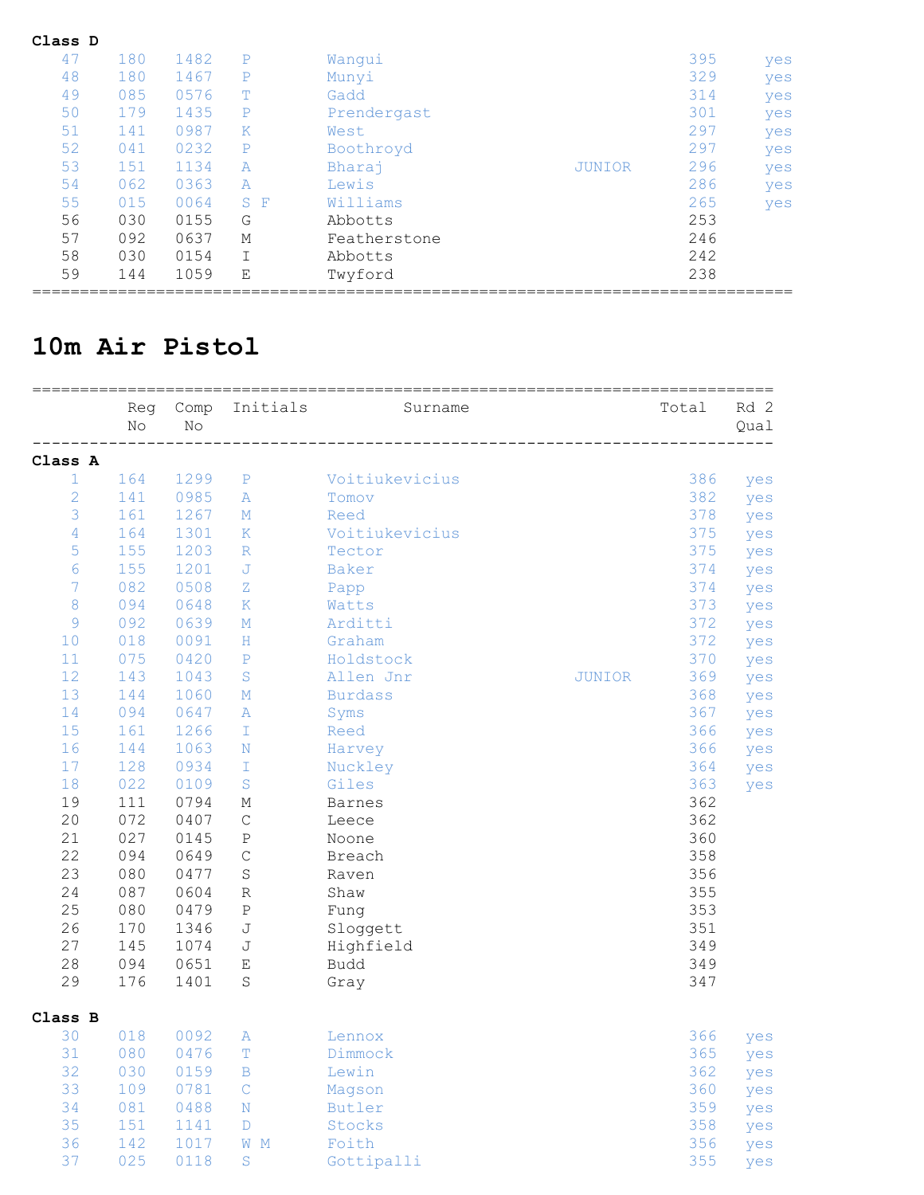**Class D**

| | Reg No | Comp No | Initials | Surname | | Total | Rd 2 Qual |
|---|---|---|---|---|---|---|---|
| 47 | 180 | 1482 | P | Wangui | | 395 | yes |
| 48 | 180 | 1467 | P | Munyi | | 329 | yes |
| 49 | 085 | 0576 | T | Gadd | | 314 | yes |
| 50 | 179 | 1435 | P | Prendergast | | 301 | yes |
| 51 | 141 | 0987 | K | West | | 297 | yes |
| 52 | 041 | 0232 | P | Boothroyd | | 297 | yes |
| 53 | 151 | 1134 | A | Bharaj | JUNIOR | 296 | yes |
| 54 | 062 | 0363 | A | Lewis | | 286 | yes |
| 55 | 015 | 0064 | S F | Williams | | 265 | yes |
| 56 | 030 | 0155 | G | Abbotts | | 253 | |
| 57 | 092 | 0637 | M | Featherstone | | 246 | |
| 58 | 030 | 0154 | I | Abbotts | | 242 | |
| 59 | 144 | 1059 | E | Twyford | | 238 | |

# 10m Air Pistol

| | Reg No | Comp No | Initials | Surname | | Total | Rd 2 Qual |
|---|---|---|---|---|---|---|---|
| **Class A** | | | | | | | |
| 1 | 164 | 1299 | P | Voitiukevicius | | 386 | yes |
| 2 | 141 | 0985 | A | Tomov | | 382 | yes |
| 3 | 161 | 1267 | M | Reed | | 378 | yes |
| 4 | 164 | 1301 | K | Voitiukevicius | | 375 | yes |
| 5 | 155 | 1203 | R | Tector | | 375 | yes |
| 6 | 155 | 1201 | J | Baker | | 374 | yes |
| 7 | 082 | 0508 | Z | Papp | | 374 | yes |
| 8 | 094 | 0648 | K | Watts | | 373 | yes |
| 9 | 092 | 0639 | M | Arditti | | 372 | yes |
| 10 | 018 | 0091 | H | Graham | | 372 | yes |
| 11 | 075 | 0420 | P | Holdstock | | 370 | yes |
| 12 | 143 | 1043 | S | Allen Jnr | JUNIOR | 369 | yes |
| 13 | 144 | 1060 | M | Burdass | | 368 | yes |
| 14 | 094 | 0647 | A | Syms | | 367 | yes |
| 15 | 161 | 1266 | I | Reed | | 366 | yes |
| 16 | 144 | 1063 | N | Harvey | | 366 | yes |
| 17 | 128 | 0934 | I | Nuckley | | 364 | yes |
| 18 | 022 | 0109 | S | Giles | | 363 | yes |
| 19 | 111 | 0794 | M | Barnes | | 362 | |
| 20 | 072 | 0407 | C | Leece | | 362 | |
| 21 | 027 | 0145 | P | Noone | | 360 | |
| 22 | 094 | 0649 | C | Breach | | 358 | |
| 23 | 080 | 0477 | S | Raven | | 356 | |
| 24 | 087 | 0604 | R | Shaw | | 355 | |
| 25 | 080 | 0479 | P | Fung | | 353 | |
| 26 | 170 | 1346 | J | Sloggett | | 351 | |
| 27 | 145 | 1074 | J | Highfield | | 349 | |
| 28 | 094 | 0651 | E | Budd | | 349 | |
| 29 | 176 | 1401 | S | Gray | | 347 | |
| **Class B** | | | | | | | |
| 30 | 018 | 0092 | A | Lennox | | 366 | yes |
| 31 | 080 | 0476 | T | Dimmock | | 365 | yes |
| 32 | 030 | 0159 | B | Lewin | | 362 | yes |
| 33 | 109 | 0781 | C | Magson | | 360 | yes |
| 34 | 081 | 0488 | N | Butler | | 359 | yes |
| 35 | 151 | 1141 | D | Stocks | | 358 | yes |
| 36 | 142 | 1017 | W M | Foith | | 356 | yes |
| 37 | 025 | 0118 | S | Gottipalli | | 355 | yes |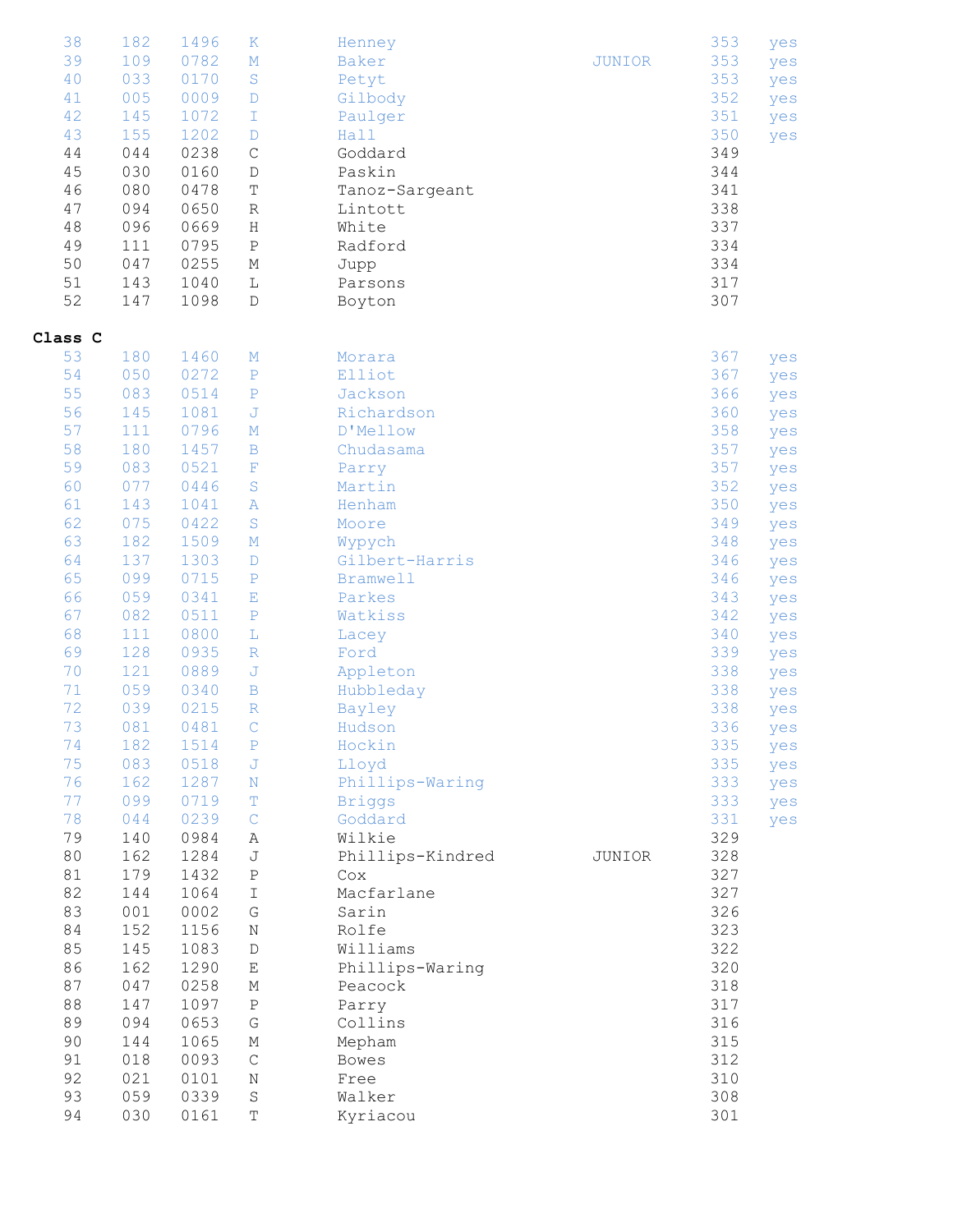| | | | | | | | |
|---|---|---|---|---|---|---|---|
| 38 | 182 | 1496 | K | Henney | | 353 | yes |
| 39 | 109 | 0782 | M | Baker | JUNIOR | 353 | yes |
| 40 | 033 | 0170 | S | Petyt | | 353 | yes |
| 41 | 005 | 0009 | D | Gilbody | | 352 | yes |
| 42 | 145 | 1072 | I | Paulger | | 351 | yes |
| 43 | 155 | 1202 | D | Hall | | 350 | yes |
| 44 | 044 | 0238 | C | Goddard | | 349 | |
| 45 | 030 | 0160 | D | Paskin | | 344 | |
| 46 | 080 | 0478 | T | Tanoz-Sargeant | | 341 | |
| 47 | 094 | 0650 | R | Lintott | | 338 | |
| 48 | 096 | 0669 | H | White | | 337 | |
| 49 | 111 | 0795 | P | Radford | | 334 | |
| 50 | 047 | 0255 | M | Jupp | | 334 | |
| 51 | 143 | 1040 | L | Parsons | | 317 | |
| 52 | 147 | 1098 | D | Boyton | | 307 | |

**Class C**

| | | | | | | | |
|---|---|---|---|---|---|---|---|
| 53 | 180 | 1460 | M | Morara | | 367 | yes |
| 54 | 050 | 0272 | P | Elliot | | 367 | yes |
| 55 | 083 | 0514 | P | Jackson | | 366 | yes |
| 56 | 145 | 1081 | J | Richardson | | 360 | yes |
| 57 | 111 | 0796 | M | D'Mellow | | 358 | yes |
| 58 | 180 | 1457 | B | Chudasama | | 357 | yes |
| 59 | 083 | 0521 | F | Parry | | 357 | yes |
| 60 | 077 | 0446 | S | Martin | | 352 | yes |
| 61 | 143 | 1041 | A | Henham | | 350 | yes |
| 62 | 075 | 0422 | S | Moore | | 349 | yes |
| 63 | 182 | 1509 | M | Wypych | | 348 | yes |
| 64 | 137 | 1303 | D | Gilbert-Harris | | 346 | yes |
| 65 | 099 | 0715 | P | Bramwell | | 346 | yes |
| 66 | 059 | 0341 | E | Parkes | | 343 | yes |
| 67 | 082 | 0511 | P | Watkiss | | 342 | yes |
| 68 | 111 | 0800 | L | Lacey | | 340 | yes |
| 69 | 128 | 0935 | R | Ford | | 339 | yes |
| 70 | 121 | 0889 | J | Appleton | | 338 | yes |
| 71 | 059 | 0340 | B | Hubbleday | | 338 | yes |
| 72 | 039 | 0215 | R | Bayley | | 338 | yes |
| 73 | 081 | 0481 | C | Hudson | | 336 | yes |
| 74 | 182 | 1514 | P | Hockin | | 335 | yes |
| 75 | 083 | 0518 | J | Lloyd | | 335 | yes |
| 76 | 162 | 1287 | N | Phillips-Waring | | 333 | yes |
| 77 | 099 | 0719 | T | Briggs | | 333 | yes |
| 78 | 044 | 0239 | C | Goddard | | 331 | yes |
| 79 | 140 | 0984 | A | Wilkie | | 329 | |
| 80 | 162 | 1284 | J | Phillips-Kindred | JUNIOR | 328 | |
| 81 | 179 | 1432 | P | Cox | | 327 | |
| 82 | 144 | 1064 | I | Macfarlane | | 327 | |
| 83 | 001 | 0002 | G | Sarin | | 326 | |
| 84 | 152 | 1156 | N | Rolfe | | 323 | |
| 85 | 145 | 1083 | D | Williams | | 322 | |
| 86 | 162 | 1290 | E | Phillips-Waring | | 320 | |
| 87 | 047 | 0258 | M | Peacock | | 318 | |
| 88 | 147 | 1097 | P | Parry | | 317 | |
| 89 | 094 | 0653 | G | Collins | | 316 | |
| 90 | 144 | 1065 | M | Mepham | | 315 | |
| 91 | 018 | 0093 | C | Bowes | | 312 | |
| 92 | 021 | 0101 | N | Free | | 310 | |
| 93 | 059 | 0339 | S | Walker | | 308 | |
| 94 | 030 | 0161 | T | Kyriacou | | 301 | |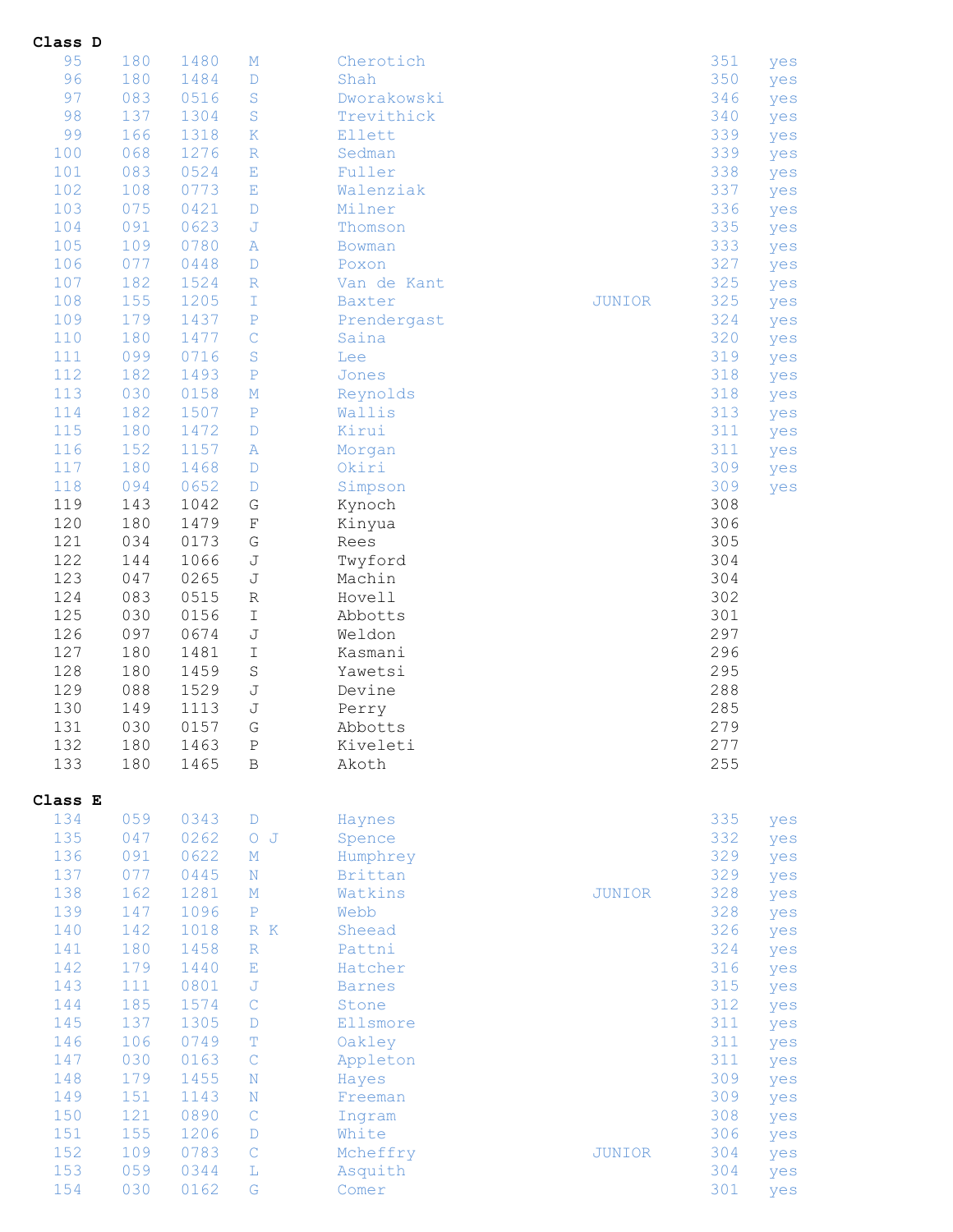**Class D**

| | | | | | | | |
|---|---|---|---|---|---|---|---|
| 95 | 180 | 1480 | M | Cherotich | | 351 | yes |
| 96 | 180 | 1484 | D | Shah | | 350 | yes |
| 97 | 083 | 0516 | S | Dworakowski | | 346 | yes |
| 98 | 137 | 1304 | S | Trevithick | | 340 | yes |
| 99 | 166 | 1318 | K | Ellett | | 339 | yes |
| 100 | 068 | 1276 | R | Sedman | | 339 | yes |
| 101 | 083 | 0524 | E | Fuller | | 338 | yes |
| 102 | 108 | 0773 | E | Walenziak | | 337 | yes |
| 103 | 075 | 0421 | D | Milner | | 336 | yes |
| 104 | 091 | 0623 | J | Thomson | | 335 | yes |
| 105 | 109 | 0780 | A | Bowman | | 333 | yes |
| 106 | 077 | 0448 | D | Poxon | | 327 | yes |
| 107 | 182 | 1524 | R | Van de Kant | | 325 | yes |
| 108 | 155 | 1205 | I | Baxter | JUNIOR | 325 | yes |
| 109 | 179 | 1437 | P | Prendergast | | 324 | yes |
| 110 | 180 | 1477 | C | Saina | | 320 | yes |
| 111 | 099 | 0716 | S | Lee | | 319 | yes |
| 112 | 182 | 1493 | P | Jones | | 318 | yes |
| 113 | 030 | 0158 | M | Reynolds | | 318 | yes |
| 114 | 182 | 1507 | P | Wallis | | 313 | yes |
| 115 | 180 | 1472 | D | Kirui | | 311 | yes |
| 116 | 152 | 1157 | A | Morgan | | 311 | yes |
| 117 | 180 | 1468 | D | Okiri | | 309 | yes |
| 118 | 094 | 0652 | D | Simpson | | 309 | yes |
| 119 | 143 | 1042 | G | Kynoch | | 308 | |
| 120 | 180 | 1479 | F | Kinyua | | 306 | |
| 121 | 034 | 0173 | G | Rees | | 305 | |
| 122 | 144 | 1066 | J | Twyford | | 304 | |
| 123 | 047 | 0265 | J | Machin | | 304 | |
| 124 | 083 | 0515 | R | Hovell | | 302 | |
| 125 | 030 | 0156 | I | Abbotts | | 301 | |
| 126 | 097 | 0674 | J | Weldon | | 297 | |
| 127 | 180 | 1481 | I | Kasmani | | 296 | |
| 128 | 180 | 1459 | S | Yawetsi | | 295 | |
| 129 | 088 | 1529 | J | Devine | | 288 | |
| 130 | 149 | 1113 | J | Perry | | 285 | |
| 131 | 030 | 0157 | G | Abbotts | | 279 | |
| 132 | 180 | 1463 | P | Kiveleti | | 277 | |
| 133 | 180 | 1465 | B | Akoth | | 255 | |

**Class E**

| | | | | | | | |
|---|---|---|---|---|---|---|---|
| 134 | 059 | 0343 | D | Haynes | | 335 | yes |
| 135 | 047 | 0262 | O J | Spence | | 332 | yes |
| 136 | 091 | 0622 | M | Humphrey | | 329 | yes |
| 137 | 077 | 0445 | N | Brittan | | 329 | yes |
| 138 | 162 | 1281 | M | Watkins | JUNIOR | 328 | yes |
| 139 | 147 | 1096 | P | Webb | | 328 | yes |
| 140 | 142 | 1018 | R K | Sheead | | 326 | yes |
| 141 | 180 | 1458 | R | Pattni | | 324 | yes |
| 142 | 179 | 1440 | E | Hatcher | | 316 | yes |
| 143 | 111 | 0801 | J | Barnes | | 315 | yes |
| 144 | 185 | 1574 | C | Stone | | 312 | yes |
| 145 | 137 | 1305 | D | Ellsmore | | 311 | yes |
| 146 | 106 | 0749 | T | Oakley | | 311 | yes |
| 147 | 030 | 0163 | C | Appleton | | 311 | yes |
| 148 | 179 | 1455 | N | Hayes | | 309 | yes |
| 149 | 151 | 1143 | N | Freeman | | 309 | yes |
| 150 | 121 | 0890 | C | Ingram | | 308 | yes |
| 151 | 155 | 1206 | D | White | | 306 | yes |
| 152 | 109 | 0783 | C | Mcheffry | JUNIOR | 304 | yes |
| 153 | 059 | 0344 | L | Asquith | | 304 | yes |
| 154 | 030 | 0162 | G | Comer | | 301 | yes |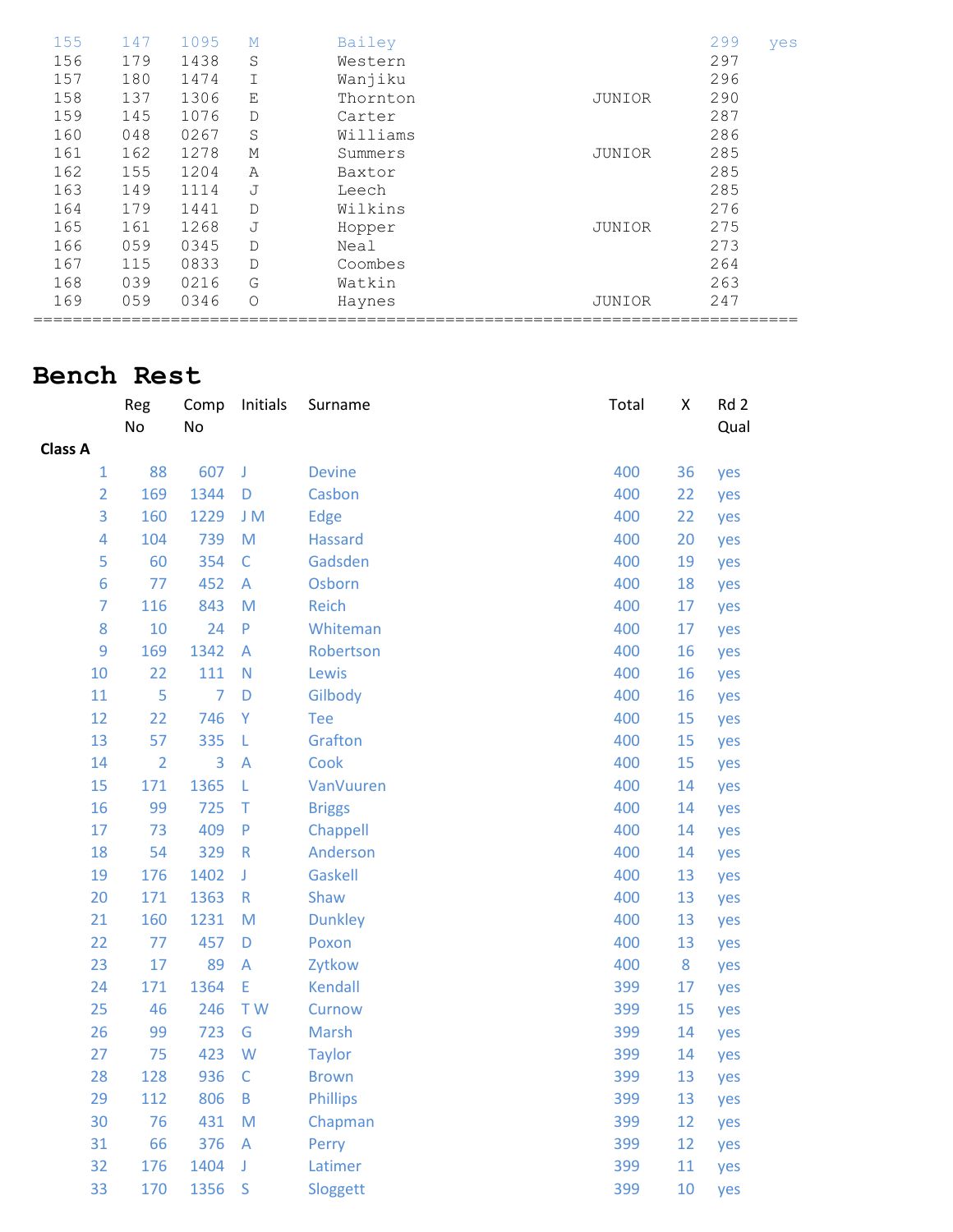```
 155    147   1095   M        Bailey                                  299   yes
 156    179   1438   S        Western                                 297
 157    180   1474   I        Wanjiku                                 296
 158    137   1306   E        Thornton                   JUNIOR       290
 159    145   1076   D        Carter                                  287
 160    048   0267   S        Williams                                286
 161    162   1278   M        Summers                    JUNIOR       285
 162    155   1204   A        Baxtor                                  285
 163    149   1114   J        Leech                                   285
 164    179   1441   D        Wilkins                                 276
 165    161   1268   J        Hopper                     JUNIOR       275
 166    059   0345   D        Neal                                    273
 167    115   0833   D        Coombes                                 264
 168    039   0216   G        Watkin                                  263
 169    059   0346   O        Haynes                     JUNIOR       247
==================================================================================
```

# Bench Rest

| | Reg No | Comp No | Initials | Surname | Total | X | Rd 2 Qual |
|---|---|---|---|---|---|---|---|
| **Class A** | | | | | | | |
| 1 | 88 | 607 | J | Devine | 400 | 36 | yes |
| 2 | 169 | 1344 | D | Casbon | 400 | 22 | yes |
| 3 | 160 | 1229 | J M | Edge | 400 | 22 | yes |
| 4 | 104 | 739 | M | Hassard | 400 | 20 | yes |
| 5 | 60 | 354 | C | Gadsden | 400 | 19 | yes |
| 6 | 77 | 452 | A | Osborn | 400 | 18 | yes |
| 7 | 116 | 843 | M | Reich | 400 | 17 | yes |
| 8 | 10 | 24 | P | Whiteman | 400 | 17 | yes |
| 9 | 169 | 1342 | A | Robertson | 400 | 16 | yes |
| 10 | 22 | 111 | N | Lewis | 400 | 16 | yes |
| 11 | 5 | 7 | D | Gilbody | 400 | 16 | yes |
| 12 | 22 | 746 | Y | Tee | 400 | 15 | yes |
| 13 | 57 | 335 | L | Grafton | 400 | 15 | yes |
| 14 | 2 | 3 | A | Cook | 400 | 15 | yes |
| 15 | 171 | 1365 | L | VanVuuren | 400 | 14 | yes |
| 16 | 99 | 725 | T | Briggs | 400 | 14 | yes |
| 17 | 73 | 409 | P | Chappell | 400 | 14 | yes |
| 18 | 54 | 329 | R | Anderson | 400 | 14 | yes |
| 19 | 176 | 1402 | J | Gaskell | 400 | 13 | yes |
| 20 | 171 | 1363 | R | Shaw | 400 | 13 | yes |
| 21 | 160 | 1231 | M | Dunkley | 400 | 13 | yes |
| 22 | 77 | 457 | D | Poxon | 400 | 13 | yes |
| 23 | 17 | 89 | A | Zytkow | 400 | 8 | yes |
| 24 | 171 | 1364 | E | Kendall | 399 | 17 | yes |
| 25 | 46 | 246 | T W | Curnow | 399 | 15 | yes |
| 26 | 99 | 723 | G | Marsh | 399 | 14 | yes |
| 27 | 75 | 423 | W | Taylor | 399 | 14 | yes |
| 28 | 128 | 936 | C | Brown | 399 | 13 | yes |
| 29 | 112 | 806 | B | Phillips | 399 | 13 | yes |
| 30 | 76 | 431 | M | Chapman | 399 | 12 | yes |
| 31 | 66 | 376 | A | Perry | 399 | 12 | yes |
| 32 | 176 | 1404 | J | Latimer | 399 | 11 | yes |
| 33 | 170 | 1356 | S | Sloggett | 399 | 10 | yes |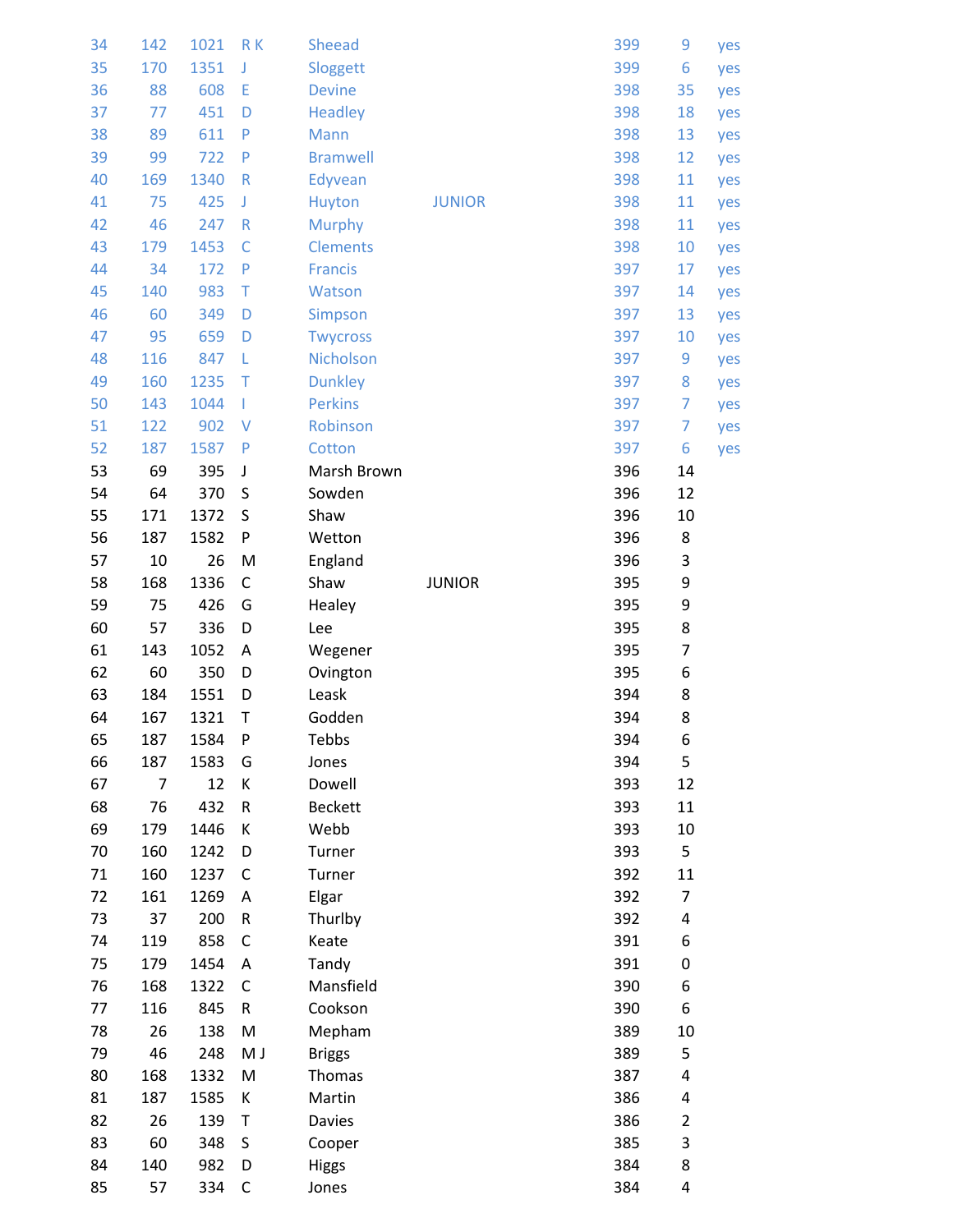| | | | | | | | | |
|---|---|---|---|---|---|---|---|---|
| 34 | 142 | 1021 | R K | Sheead | | 399 | 9 | yes |
| 35 | 170 | 1351 | J | Sloggett | | 399 | 6 | yes |
| 36 | 88 | 608 | E | Devine | | 398 | 35 | yes |
| 37 | 77 | 451 | D | Headley | | 398 | 18 | yes |
| 38 | 89 | 611 | P | Mann | | 398 | 13 | yes |
| 39 | 99 | 722 | P | Bramwell | | 398 | 12 | yes |
| 40 | 169 | 1340 | R | Edyvean | | 398 | 11 | yes |
| 41 | 75 | 425 | J | Huyton | JUNIOR | 398 | 11 | yes |
| 42 | 46 | 247 | R | Murphy | | 398 | 11 | yes |
| 43 | 179 | 1453 | C | Clements | | 398 | 10 | yes |
| 44 | 34 | 172 | P | Francis | | 397 | 17 | yes |
| 45 | 140 | 983 | T | Watson | | 397 | 14 | yes |
| 46 | 60 | 349 | D | Simpson | | 397 | 13 | yes |
| 47 | 95 | 659 | D | Twycross | | 397 | 10 | yes |
| 48 | 116 | 847 | L | Nicholson | | 397 | 9 | yes |
| 49 | 160 | 1235 | T | Dunkley | | 397 | 8 | yes |
| 50 | 143 | 1044 | I | Perkins | | 397 | 7 | yes |
| 51 | 122 | 902 | V | Robinson | | 397 | 7 | yes |
| 52 | 187 | 1587 | P | Cotton | | 397 | 6 | yes |
| 53 | 69 | 395 | J | Marsh Brown | | 396 | 14 | |
| 54 | 64 | 370 | S | Sowden | | 396 | 12 | |
| 55 | 171 | 1372 | S | Shaw | | 396 | 10 | |
| 56 | 187 | 1582 | P | Wetton | | 396 | 8 | |
| 57 | 10 | 26 | M | England | | 396 | 3 | |
| 58 | 168 | 1336 | C | Shaw | JUNIOR | 395 | 9 | |
| 59 | 75 | 426 | G | Healey | | 395 | 9 | |
| 60 | 57 | 336 | D | Lee | | 395 | 8 | |
| 61 | 143 | 1052 | A | Wegener | | 395 | 7 | |
| 62 | 60 | 350 | D | Ovington | | 395 | 6 | |
| 63 | 184 | 1551 | D | Leask | | 394 | 8 | |
| 64 | 167 | 1321 | T | Godden | | 394 | 8 | |
| 65 | 187 | 1584 | P | Tebbs | | 394 | 6 | |
| 66 | 187 | 1583 | G | Jones | | 394 | 5 | |
| 67 | 7 | 12 | K | Dowell | | 393 | 12 | |
| 68 | 76 | 432 | R | Beckett | | 393 | 11 | |
| 69 | 179 | 1446 | K | Webb | | 393 | 10 | |
| 70 | 160 | 1242 | D | Turner | | 393 | 5 | |
| 71 | 160 | 1237 | C | Turner | | 392 | 11 | |
| 72 | 161 | 1269 | A | Elgar | | 392 | 7 | |
| 73 | 37 | 200 | R | Thurlby | | 392 | 4 | |
| 74 | 119 | 858 | C | Keate | | 391 | 6 | |
| 75 | 179 | 1454 | A | Tandy | | 391 | 0 | |
| 76 | 168 | 1322 | C | Mansfield | | 390 | 6 | |
| 77 | 116 | 845 | R | Cookson | | 390 | 6 | |
| 78 | 26 | 138 | M | Mepham | | 389 | 10 | |
| 79 | 46 | 248 | M J | Briggs | | 389 | 5 | |
| 80 | 168 | 1332 | M | Thomas | | 387 | 4 | |
| 81 | 187 | 1585 | K | Martin | | 386 | 4 | |
| 82 | 26 | 139 | T | Davies | | 386 | 2 | |
| 83 | 60 | 348 | S | Cooper | | 385 | 3 | |
| 84 | 140 | 982 | D | Higgs | | 384 | 8 | |
| 85 | 57 | 334 | C | Jones | | 384 | 4 | |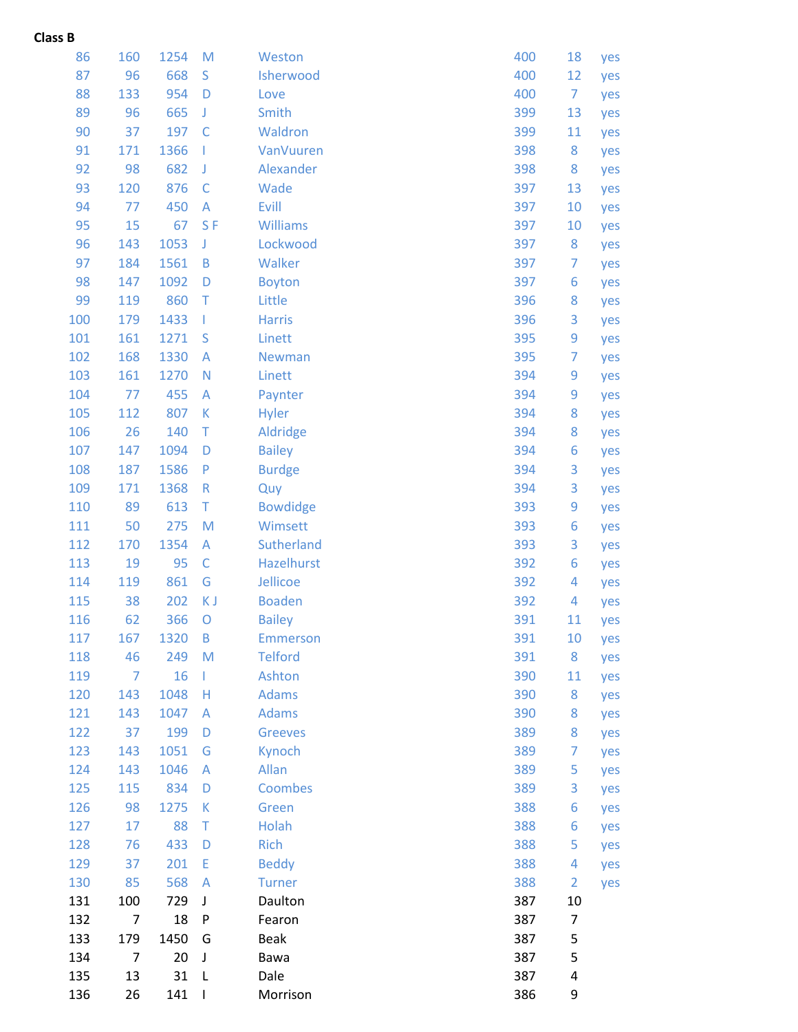**Class B**

| | | | | | | | |
|---|---|---|---|---|---|---|---|
| 86 | 160 | 1254 | M | Weston | 400 | 18 | yes |
| 87 | 96 | 668 | S | Isherwood | 400 | 12 | yes |
| 88 | 133 | 954 | D | Love | 400 | 7 | yes |
| 89 | 96 | 665 | J | Smith | 399 | 13 | yes |
| 90 | 37 | 197 | C | Waldron | 399 | 11 | yes |
| 91 | 171 | 1366 | I | VanVuuren | 398 | 8 | yes |
| 92 | 98 | 682 | J | Alexander | 398 | 8 | yes |
| 93 | 120 | 876 | C | Wade | 397 | 13 | yes |
| 94 | 77 | 450 | A | Evill | 397 | 10 | yes |
| 95 | 15 | 67 | S F | Williams | 397 | 10 | yes |
| 96 | 143 | 1053 | J | Lockwood | 397 | 8 | yes |
| 97 | 184 | 1561 | B | Walker | 397 | 7 | yes |
| 98 | 147 | 1092 | D | Boyton | 397 | 6 | yes |
| 99 | 119 | 860 | T | Little | 396 | 8 | yes |
| 100 | 179 | 1433 | I | Harris | 396 | 3 | yes |
| 101 | 161 | 1271 | S | Linett | 395 | 9 | yes |
| 102 | 168 | 1330 | A | Newman | 395 | 7 | yes |
| 103 | 161 | 1270 | N | Linett | 394 | 9 | yes |
| 104 | 77 | 455 | A | Paynter | 394 | 9 | yes |
| 105 | 112 | 807 | K | Hyler | 394 | 8 | yes |
| 106 | 26 | 140 | T | Aldridge | 394 | 8 | yes |
| 107 | 147 | 1094 | D | Bailey | 394 | 6 | yes |
| 108 | 187 | 1586 | P | Burdge | 394 | 3 | yes |
| 109 | 171 | 1368 | R | Quy | 394 | 3 | yes |
| 110 | 89 | 613 | T | Bowdidge | 393 | 9 | yes |
| 111 | 50 | 275 | M | Wimsett | 393 | 6 | yes |
| 112 | 170 | 1354 | A | Sutherland | 393 | 3 | yes |
| 113 | 19 | 95 | C | Hazelhurst | 392 | 6 | yes |
| 114 | 119 | 861 | G | Jellicoe | 392 | 4 | yes |
| 115 | 38 | 202 | K J | Boaden | 392 | 4 | yes |
| 116 | 62 | 366 | O | Bailey | 391 | 11 | yes |
| 117 | 167 | 1320 | B | Emmerson | 391 | 10 | yes |
| 118 | 46 | 249 | M | Telford | 391 | 8 | yes |
| 119 | 7 | 16 | I | Ashton | 390 | 11 | yes |
| 120 | 143 | 1048 | H | Adams | 390 | 8 | yes |
| 121 | 143 | 1047 | A | Adams | 390 | 8 | yes |
| 122 | 37 | 199 | D | Greeves | 389 | 8 | yes |
| 123 | 143 | 1051 | G | Kynoch | 389 | 7 | yes |
| 124 | 143 | 1046 | A | Allan | 389 | 5 | yes |
| 125 | 115 | 834 | D | Coombes | 389 | 3 | yes |
| 126 | 98 | 1275 | K | Green | 388 | 6 | yes |
| 127 | 17 | 88 | T | Holah | 388 | 6 | yes |
| 128 | 76 | 433 | D | Rich | 388 | 5 | yes |
| 129 | 37 | 201 | E | Beddy | 388 | 4 | yes |
| 130 | 85 | 568 | A | Turner | 388 | 2 | yes |
| 131 | 100 | 729 | J | Daulton | 387 | 10 | |
| 132 | 7 | 18 | P | Fearon | 387 | 7 | |
| 133 | 179 | 1450 | G | Beak | 387 | 5 | |
| 134 | 7 | 20 | J | Bawa | 387 | 5 | |
| 135 | 13 | 31 | L | Dale | 387 | 4 | |
| 136 | 26 | 141 | I | Morrison | 386 | 9 | |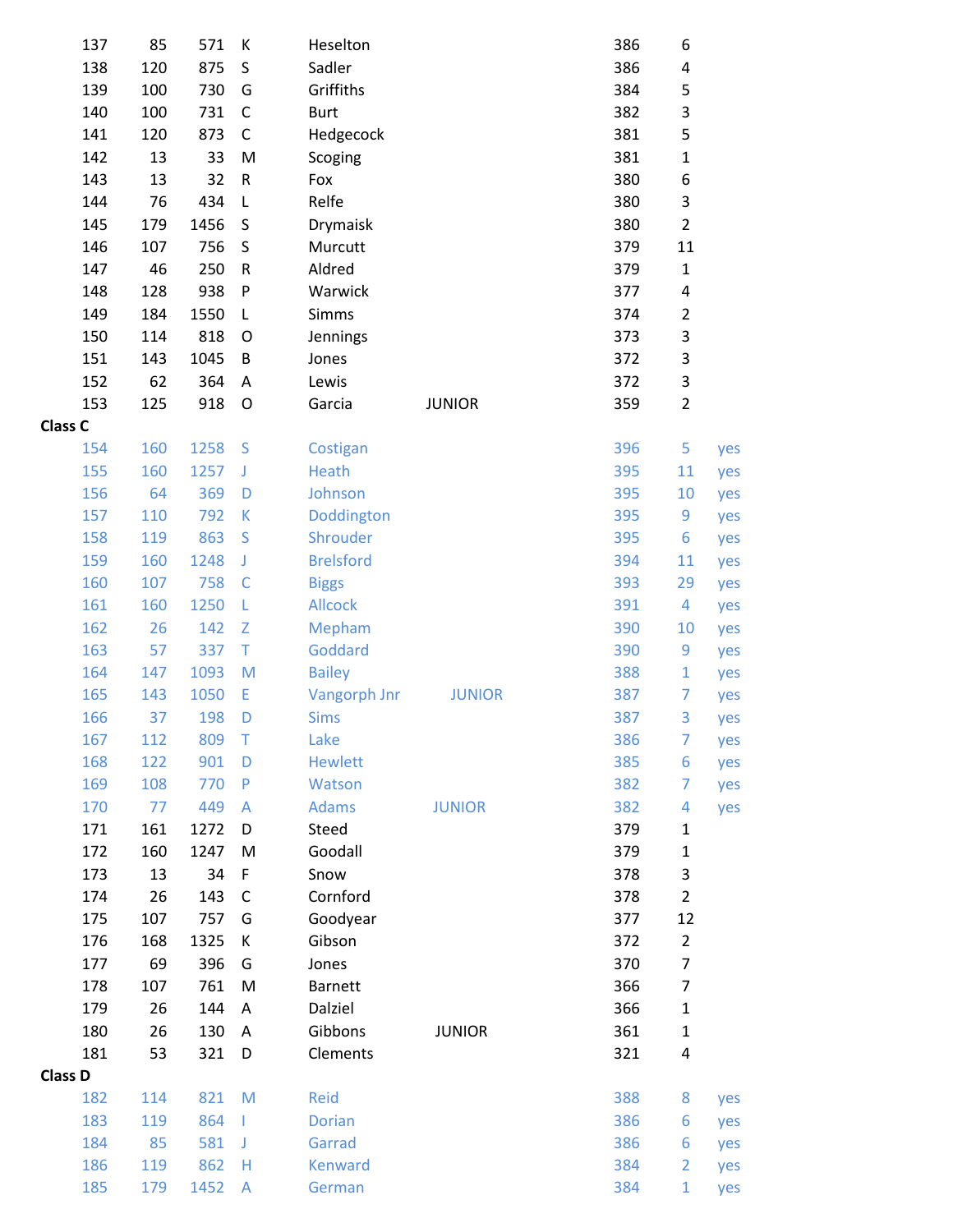| | | | | | | | | |
|---|---|---|---|---|---|---|---|---|
| 137 | 85 | 571 | K | Heselton | | 386 | 6 | |
| 138 | 120 | 875 | S | Sadler | | 386 | 4 | |
| 139 | 100 | 730 | G | Griffiths | | 384 | 5 | |
| 140 | 100 | 731 | C | Burt | | 382 | 3 | |
| 141 | 120 | 873 | C | Hedgecock | | 381 | 5 | |
| 142 | 13 | 33 | M | Scoging | | 381 | 1 | |
| 143 | 13 | 32 | R | Fox | | 380 | 6 | |
| 144 | 76 | 434 | L | Relfe | | 380 | 3 | |
| 145 | 179 | 1456 | S | Drymaisk | | 380 | 2 | |
| 146 | 107 | 756 | S | Murcutt | | 379 | 11 | |
| 147 | 46 | 250 | R | Aldred | | 379 | 1 | |
| 148 | 128 | 938 | P | Warwick | | 377 | 4 | |
| 149 | 184 | 1550 | L | Simms | | 374 | 2 | |
| 150 | 114 | 818 | O | Jennings | | 373 | 3 | |
| 151 | 143 | 1045 | B | Jones | | 372 | 3 | |
| 152 | 62 | 364 | A | Lewis | | 372 | 3 | |
| 153 | 125 | 918 | O | Garcia | JUNIOR | 359 | 2 | |
| **Class C** | | | | | | | | |
| 154 | 160 | 1258 | S | Costigan | | 396 | 5 | yes |
| 155 | 160 | 1257 | J | Heath | | 395 | 11 | yes |
| 156 | 64 | 369 | D | Johnson | | 395 | 10 | yes |
| 157 | 110 | 792 | K | Doddington | | 395 | 9 | yes |
| 158 | 119 | 863 | S | Shrouder | | 395 | 6 | yes |
| 159 | 160 | 1248 | J | Brelsford | | 394 | 11 | yes |
| 160 | 107 | 758 | C | Biggs | | 393 | 29 | yes |
| 161 | 160 | 1250 | L | Allcock | | 391 | 4 | yes |
| 162 | 26 | 142 | Z | Mepham | | 390 | 10 | yes |
| 163 | 57 | 337 | T | Goddard | | 390 | 9 | yes |
| 164 | 147 | 1093 | M | Bailey | | 388 | 1 | yes |
| 165 | 143 | 1050 | E | Vangorph Jnr | JUNIOR | 387 | 7 | yes |
| 166 | 37 | 198 | D | Sims | | 387 | 3 | yes |
| 167 | 112 | 809 | T | Lake | | 386 | 7 | yes |
| 168 | 122 | 901 | D | Hewlett | | 385 | 6 | yes |
| 169 | 108 | 770 | P | Watson | | 382 | 7 | yes |
| 170 | 77 | 449 | A | Adams | JUNIOR | 382 | 4 | yes |
| 171 | 161 | 1272 | D | Steed | | 379 | 1 | |
| 172 | 160 | 1247 | M | Goodall | | 379 | 1 | |
| 173 | 13 | 34 | F | Snow | | 378 | 3 | |
| 174 | 26 | 143 | C | Cornford | | 378 | 2 | |
| 175 | 107 | 757 | G | Goodyear | | 377 | 12 | |
| 176 | 168 | 1325 | K | Gibson | | 372 | 2 | |
| 177 | 69 | 396 | G | Jones | | 370 | 7 | |
| 178 | 107 | 761 | M | Barnett | | 366 | 7 | |
| 179 | 26 | 144 | A | Dalziel | | 366 | 1 | |
| 180 | 26 | 130 | A | Gibbons | JUNIOR | 361 | 1 | |
| 181 | 53 | 321 | D | Clements | | 321 | 4 | |
| **Class D** | | | | | | | | |
| 182 | 114 | 821 | M | Reid | | 388 | 8 | yes |
| 183 | 119 | 864 | I | Dorian | | 386 | 6 | yes |
| 184 | 85 | 581 | J | Garrad | | 386 | 6 | yes |
| 186 | 119 | 862 | H | Kenward | | 384 | 2 | yes |
| 185 | 179 | 1452 | A | German | | 384 | 1 | yes |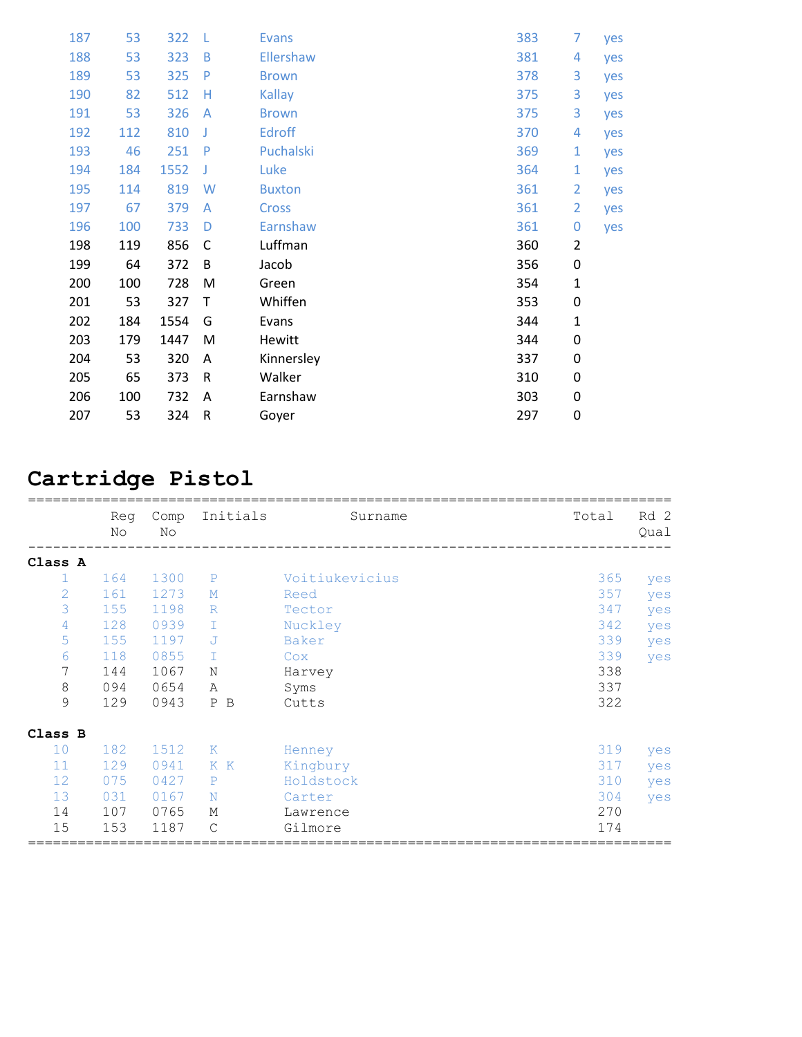| | | | | | | | |
|---|---|---|---|---|---|---|---|
| 187 | 53 | 322 | L | Evans | 383 | 7 | yes |
| 188 | 53 | 323 | B | Ellershaw | 381 | 4 | yes |
| 189 | 53 | 325 | P | Brown | 378 | 3 | yes |
| 190 | 82 | 512 | H | Kallay | 375 | 3 | yes |
| 191 | 53 | 326 | A | Brown | 375 | 3 | yes |
| 192 | 112 | 810 | J | Edroff | 370 | 4 | yes |
| 193 | 46 | 251 | P | Puchalski | 369 | 1 | yes |
| 194 | 184 | 1552 | J | Luke | 364 | 1 | yes |
| 195 | 114 | 819 | W | Buxton | 361 | 2 | yes |
| 197 | 67 | 379 | A | Cross | 361 | 2 | yes |
| 196 | 100 | 733 | D | Earnshaw | 361 | 0 | yes |
| 198 | 119 | 856 | C | Luffman | 360 | 2 | |
| 199 | 64 | 372 | B | Jacob | 356 | 0 | |
| 200 | 100 | 728 | M | Green | 354 | 1 | |
| 201 | 53 | 327 | T | Whiffen | 353 | 0 | |
| 202 | 184 | 1554 | G | Evans | 344 | 1 | |
| 203 | 179 | 1447 | M | Hewitt | 344 | 0 | |
| 204 | 53 | 320 | A | Kinnersley | 337 | 0 | |
| 205 | 65 | 373 | R | Walker | 310 | 0 | |
| 206 | 100 | 732 | A | Earnshaw | 303 | 0 | |
| 207 | 53 | 324 | R | Goyer | 297 | 0 | |

# Cartridge Pistol

| | Reg No | Comp No | Initials | Surname | Total | Rd 2 Qual |
|---|---|---|---|---|---|---|
| **Class A** | | | | | | |
| 1 | 164 | 1300 | P | Voitiukevicius | 365 | yes |
| 2 | 161 | 1273 | M | Reed | 357 | yes |
| 3 | 155 | 1198 | R | Tector | 347 | yes |
| 4 | 128 | 0939 | I | Nuckley | 342 | yes |
| 5 | 155 | 1197 | J | Baker | 339 | yes |
| 6 | 118 | 0855 | I | Cox | 339 | yes |
| 7 | 144 | 1067 | N | Harvey | 338 | |
| 8 | 094 | 0654 | A | Syms | 337 | |
| 9 | 129 | 0943 | P B | Cutts | 322 | |
| **Class B** | | | | | | |
| 10 | 182 | 1512 | K | Henney | 319 | yes |
| 11 | 129 | 0941 | K K | Kingbury | 317 | yes |
| 12 | 075 | 0427 | P | Holdstock | 310 | yes |
| 13 | 031 | 0167 | N | Carter | 304 | yes |
| 14 | 107 | 0765 | M | Lawrence | 270 | |
| 15 | 153 | 1187 | C | Gilmore | 174 | |